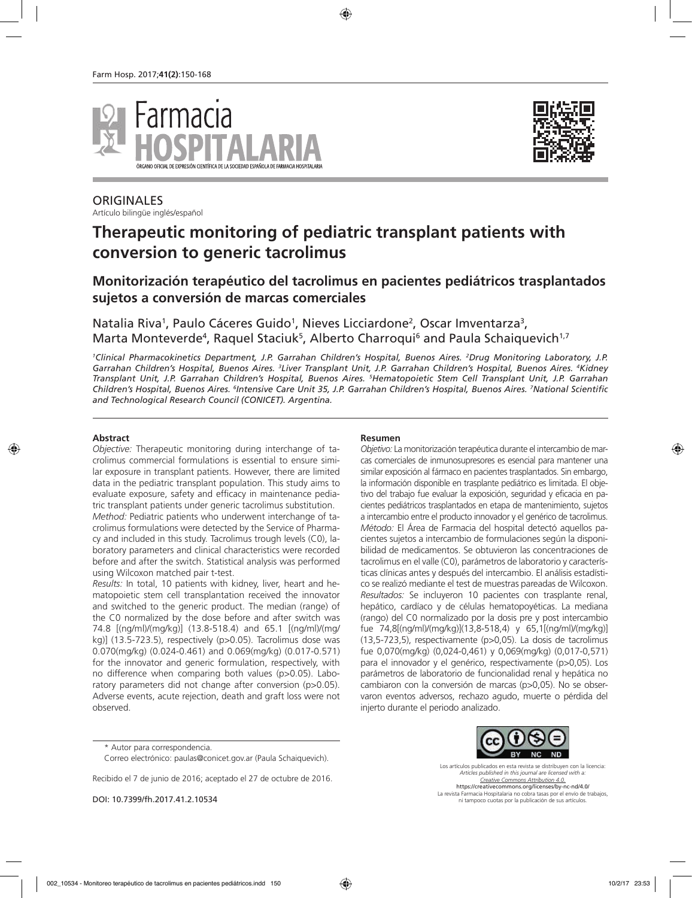ORIGINALES

Artículo bilingüe inglés/español

# Therapeutic monitoring of pediatric transplant patients with conversion to generic tacrolimus

## Monitorización terapéutico del tacrolimus en pacientes pediátricos trasplantados sujetos a conversión de marcas comerciales

Natalia Riva[1], Paulo Cáceres Guido[1], Nieves Licciardone[2], Oscar Imventarza[3], Marta Monteverde[4], Raquel Staciuk[5], Alberto Charroqui[6] and Paula Schaiquevich[1,7]

*[1]Clinical Pharmacokinetics Department, J.P. Garrahan Children's Hospital, Buenos Aires. [2]Drug Monitoring Laboratory, J.P. Garrahan Children's Hospital, Buenos Aires. [3]Liver Transplant Unit, J.P. Garrahan Children's Hospital, Buenos Aires. [4]Kidney Transplant Unit, J.P. Garrahan Children's Hospital, Buenos Aires. [5]Hematopoietic Stem Cell Transplant Unit, J.P. Garrahan Children's Hospital, Buenos Aires. [6]Intensive Care Unit 35, J.P. Garrahan Children's Hospital, Buenos Aires. [7]National Scientific and Technological Research Council (CONICET). Argentina.*

### Abstract

*Objective:* Therapeutic monitoring during interchange of tacrolimus commercial formulations is essential to ensure similar exposure in transplant patients. However, there are limited data in the pediatric transplant population. This study aims to evaluate exposure, safety and efficacy in maintenance pediatric transplant patients under generic tacrolimus substitution.

*Method:* Pediatric patients who underwent interchange of tacrolimus formulations were detected by the Service of Pharmacy and included in this study. Tacrolimus trough levels (C0), laboratory parameters and clinical characteristics were recorded before and after the switch. Statistical analysis was performed using Wilcoxon matched pair t-test.

*Results:* In total, 10 patients with kidney, liver, heart and hematopoietic stem cell transplantation received the innovator and switched to the generic product. The median (range) of the C0 normalized by the dose before and after switch was 74.8 [(ng/ml)/(mg/kg)] (13.8-518.4) and 65.1 [(ng/ml)/(mg/kg)] (13.5-723.5), respectively (p>0.05). Tacrolimus dose was 0.070(mg/kg) (0.024-0.461) and 0.069(mg/kg) (0.017-0.571) for the innovator and generic formulation, respectively, with no difference when comparing both values (p>0.05). Laboratory parameters did not change after conversion (p>0.05). Adverse events, acute rejection, death and graft loss were not observed.

### Resumen

*Objetivo:* La monitorización terapéutica durante el intercambio de marcas comerciales de inmunosupresores es esencial para mantener una similar exposición al fármaco en pacientes trasplantados. Sin embargo, la información disponible en trasplante pediátrico es limitada. El objetivo del trabajo fue evaluar la exposición, seguridad y eficacia en pacientes pediátricos trasplantados en etapa de mantenimiento, sujetos a intercambio entre el producto innovador y el genérico de tacrolimus.

*Método:* El Área de Farmacia del hospital detectó aquellos pacientes sujetos a intercambio de formulaciones según la disponibilidad de medicamentos. Se obtuvieron las concentraciones de tacrolimus en el valle (C0), parámetros de laboratorio y características clínicas antes y después del intercambio. El análisis estadístico se realizó mediante el test de muestras pareadas de Wilcoxon.

*Resultados:* Se incluyeron 10 pacientes con trasplante renal, hepático, cardíaco y de células hematopoyéticas. La mediana (rango) del C0 normalizado por la dosis pre y post intercambio fue 74,8[(ng/ml)/(mg/kg)](13,8-518,4) y 65,1[(ng/ml)/(mg/kg)](13,5-723,5), respectivamente (p>0,05). La dosis de tacrolimus fue 0,070(mg/kg) (0,024-0,461) y 0,069(mg/kg) (0,017-0,571) para el innovador y el genérico, respectivamente (p>0,05). Los parámetros de laboratorio de funcionalidad renal y hepática no cambiaron con la conversión de marcas (p>0,05). No se observaron eventos adversos, rechazo agudo, muerte o pérdida del injerto durante el periodo analizado.

\* Autor para correspondencia.

Correo electrónico: paulas@conicet.gov.ar (Paula Schaiquevich).

Recibido el 7 de junio de 2016; aceptado el 27 de octubre de 2016.

DOI: 10.7399/fh.2017.41.2.10534

Los artículos publicados en esta revista se distribuyen con la licencia: *Articles published in this journal are licensed with a: Creative Commons Attribution 4.0.* https://creativecommons.org/licenses/by-nc-nd/4.0/ La revista Farmacia Hospitalaria no cobra tasas por el envío de trabajos, ni tampoco cuotas por la publicación de sus artículos.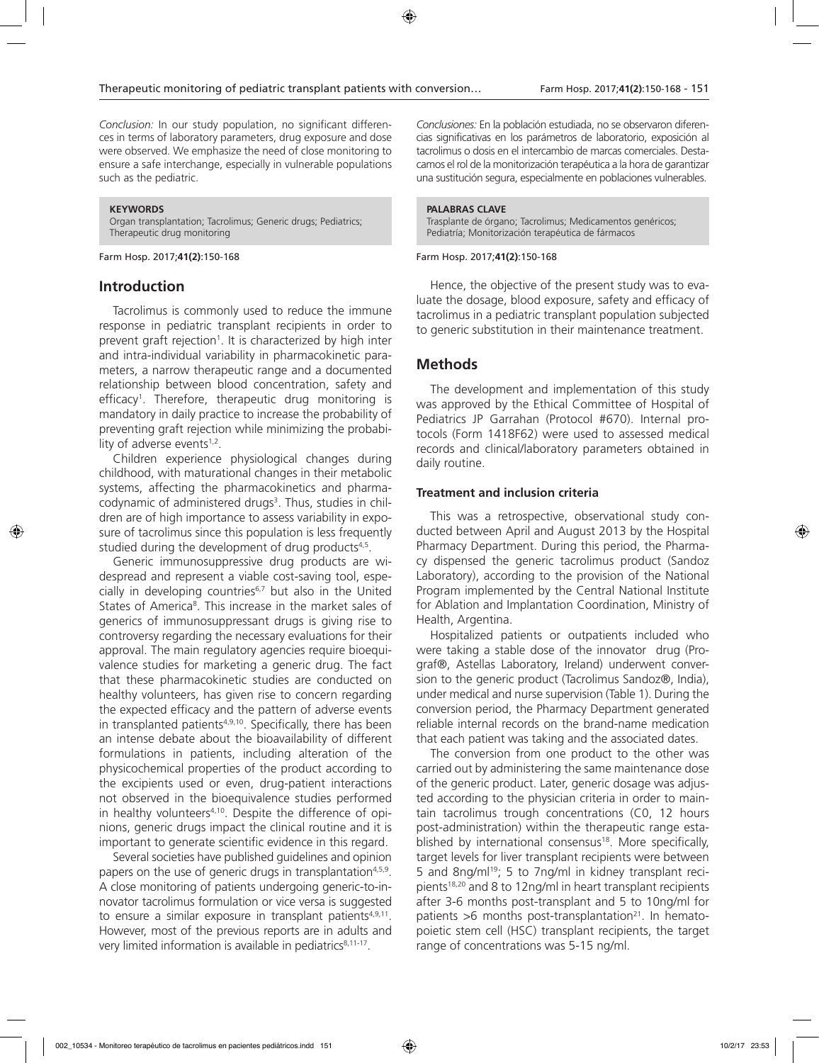*Conclusion:* In our study population, no significant differences in terms of laboratory parameters, drug exposure and dose were observed. We emphasize the need of close monitoring to ensure a safe interchange, especially in vulnerable populations such as the pediatric.

**KEYWORDS**
Organ transplantation; Tacrolimus; Generic drugs; Pediatrics; Therapeutic drug monitoring

*Conclusiones:* En la población estudiada, no se observaron diferencias significativas en los parámetros de laboratorio, exposición al tacrolimus o dosis en el intercambio de marcas comerciales. Destacamos el rol de la monitorización terapéutica a la hora de garantizar una sustitución segura, especialmente en poblaciones vulnerables.

**PALABRAS CLAVE**
Trasplante de órgano; Tacrolimus; Medicamentos genéricos; Pediatría; Monitorización terapéutica de fármacos

## Introduction

Tacrolimus is commonly used to reduce the immune response in pediatric transplant recipients in order to prevent graft rejection[1]. It is characterized by high inter and intra-individual variability in pharmacokinetic parameters, a narrow therapeutic range and a documented relationship between blood concentration, safety and efficacy[1]. Therefore, therapeutic drug monitoring is mandatory in daily practice to increase the probability of preventing graft rejection while minimizing the probability of adverse events[1,2].

Children experience physiological changes during childhood, with maturational changes in their metabolic systems, affecting the pharmacokinetics and pharmacodynamic of administered drugs[3]. Thus, studies in children are of high importance to assess variability in exposure of tacrolimus since this population is less frequently studied during the development of drug products[4,5].

Generic immunosuppressive drug products are widespread and represent a viable cost-saving tool, especially in developing countries[6,7] but also in the United States of America[8]. This increase in the market sales of generics of immunosuppressant drugs is giving rise to controversy regarding the necessary evaluations for their approval. The main regulatory agencies require bioequivalence studies for marketing a generic drug. The fact that these pharmacokinetic studies are conducted on healthy volunteers, has given rise to concern regarding the expected efficacy and the pattern of adverse events in transplanted patients[4,9,10]. Specifically, there has been an intense debate about the bioavailability of different formulations in patients, including alteration of the physicochemical properties of the product according to the excipients used or even, drug-patient interactions not observed in the bioequivalence studies performed in healthy volunteers[4,10]. Despite the difference of opinions, generic drugs impact the clinical routine and it is important to generate scientific evidence in this regard.

Several societies have published guidelines and opinion papers on the use of generic drugs in transplantation[4,5,9]. A close monitoring of patients undergoing generic-to-innovator tacrolimus formulation or vice versa is suggested to ensure a similar exposure in transplant patients[4,9,11]. However, most of the previous reports are in adults and very limited information is available in pediatrics[8,11-17].

Hence, the objective of the present study was to evaluate the dosage, blood exposure, safety and efficacy of tacrolimus in a pediatric transplant population subjected to generic substitution in their maintenance treatment.

## Methods

The development and implementation of this study was approved by the Ethical Committee of Hospital of Pediatrics JP Garrahan (Protocol #670). Internal protocols (Form 1418F62) were used to assessed medical records and clinical/laboratory parameters obtained in daily routine.

### Treatment and inclusion criteria

This was a retrospective, observational study conducted between April and August 2013 by the Hospital Pharmacy Department. During this period, the Pharmacy dispensed the generic tacrolimus product (Sandoz Laboratory), according to the provision of the National Program implemented by the Central National Institute for Ablation and Implantation Coordination, Ministry of Health, Argentina.

Hospitalized patients or outpatients included who were taking a stable dose of the innovator drug (Prograf®, Astellas Laboratory, Ireland) underwent conversion to the generic product (Tacrolimus Sandoz®, India), under medical and nurse supervision (Table 1). During the conversion period, the Pharmacy Department generated reliable internal records on the brand-name medication that each patient was taking and the associated dates.

The conversion from one product to the other was carried out by administering the same maintenance dose of the generic product. Later, generic dosage was adjusted according to the physician criteria in order to maintain tacrolimus trough concentrations (C0, 12 hours post-administration) within the therapeutic range established by international consensus[18]. More specifically, target levels for liver transplant recipients were between 5 and 8ng/ml[19]; 5 to 7ng/ml in kidney transplant recipients[18,20] and 8 to 12ng/ml in heart transplant recipients after 3-6 months post-transplant and 5 to 10ng/ml for patients >6 months post-transplantation[21]. In hematopoietic stem cell (HSC) transplant recipients, the target range of concentrations was 5-15 ng/ml.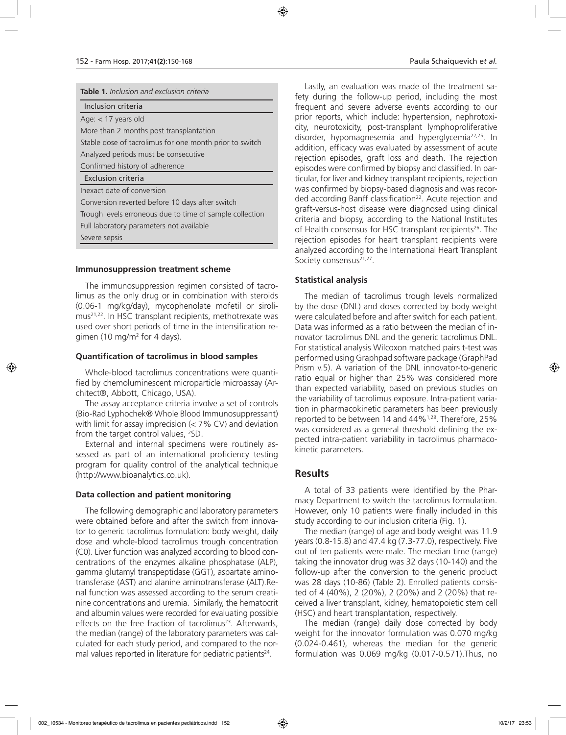**Table 1.** *Inclusion and exclusion criteria*

| Inclusion criteria |
|---|
| Age: < 17 years old |
| More than 2 months post transplantation |
| Stable dose of tacrolimus for one month prior to switch |
| Analyzed periods must be consecutive |
| Confirmed history of adherence |
| **Exclusion criteria** |
| Inexact date of conversion |
| Conversion reverted before 10 days after switch |
| Trough levels erroneous due to time of sample collection |
| Full laboratory parameters not available |
| Severe sepsis |

### Immunosuppression treatment scheme

The immunosuppression regimen consisted of tacrolimus as the only drug or in combination with steroids (0.06-1 mg/kg/day), mycophenolate mofetil or sirolimus[21,22]. In HSC transplant recipients, methotrexate was used over short periods of time in the intensification regimen (10 mg/m$^2$ for 4 days).

### Quantification of tacrolimus in blood samples

Whole-blood tacrolimus concentrations were quantified by chemoluminescent microparticle microassay (Architect®, Abbott, Chicago, USA).

The assay acceptance criteria involve a set of controls (Bio-Rad Lyphochek® Whole Blood Immunosuppressant) with limit for assay imprecision (< 7% CV) and deviation from the target control values, ²SD.

External and internal specimens were routinely assessed as part of an international proficiency testing program for quality control of the analytical technique (http://www.bioanalytics.co.uk).

### Data collection and patient monitoring

The following demographic and laboratory parameters were obtained before and after the switch from innovator to generic tacrolimus formulation: body weight, daily dose and whole-blood tacrolimus trough concentration (C0). Liver function was analyzed according to blood concentrations of the enzymes alkaline phosphatase (ALP), gamma glutamyl transpeptidase (GGT), aspartate aminotransferase (AST) and alanine aminotransferase (ALT).Renal function was assessed according to the serum creatinine concentrations and uremia. Similarly, the hematocrit and albumin values were recorded for evaluating possible effects on the free fraction of tacrolimus[23]. Afterwards, the median (range) of the laboratory parameters was calculated for each study period, and compared to the normal values reported in literature for pediatric patients[24].

Lastly, an evaluation was made of the treatment safety during the follow-up period, including the most frequent and severe adverse events according to our prior reports, which include: hypertension, nephrotoxicity, neurotoxicity, post-transplant lymphoproliferative disorder, hypomagnesemia and hyperglycemia[22,25]. In addition, efficacy was evaluated by assessment of acute rejection episodes, graft loss and death. The rejection episodes were confirmed by biopsy and classified. In particular, for liver and kidney transplant recipients, rejection was confirmed by biopsy-based diagnosis and was recorded according Banff classification[22]. Acute rejection and graft-versus-host disease were diagnosed using clinical criteria and biopsy, according to the National Institutes of Health consensus for HSC transplant recipients[26]. The rejection episodes for heart transplant recipients were analyzed according to the International Heart Transplant Society consensus[21,27].

### Statistical analysis

The median of tacrolimus trough levels normalized by the dose (DNL) and doses corrected by body weight were calculated before and after switch for each patient. Data was informed as a ratio between the median of innovator tacrolimus DNL and the generic tacrolimus DNL. For statistical analysis Wilcoxon matched pairs t-test was performed using Graphpad software package (GraphPad Prism v.5). A variation of the DNL innovator-to-generic ratio equal or higher than 25% was considered more than expected variability, based on previous studies on the variability of tacrolimus exposure. Intra-patient variation in pharmacokinetic parameters has been previously reported to be between 14 and 44%[1,28]. Therefore, 25% was considered as a general threshold defining the expected intra-patient variability in tacrolimus pharmacokinetic parameters.

## Results

A total of 33 patients were identified by the Pharmacy Department to switch the tacrolimus formulation. However, only 10 patients were finally included in this study according to our inclusion criteria (Fig. 1).

The median (range) of age and body weight was 11.9 years (0.8-15.8) and 47.4 kg (7.3-77.0), respectively. Five out of ten patients were male. The median time (range) taking the innovator drug was 32 days (10-140) and the follow-up after the conversion to the generic product was 28 days (10-86) (Table 2). Enrolled patients consisted of 4 (40%), 2 (20%), 2 (20%) and 2 (20%) that received a liver transplant, kidney, hematopoietic stem cell (HSC) and heart transplantation, respectively.

The median (range) daily dose corrected by body weight for the innovator formulation was 0.070 mg/kg (0.024-0.461), whereas the median for the generic formulation was 0.069 mg/kg (0.017-0.571).Thus, no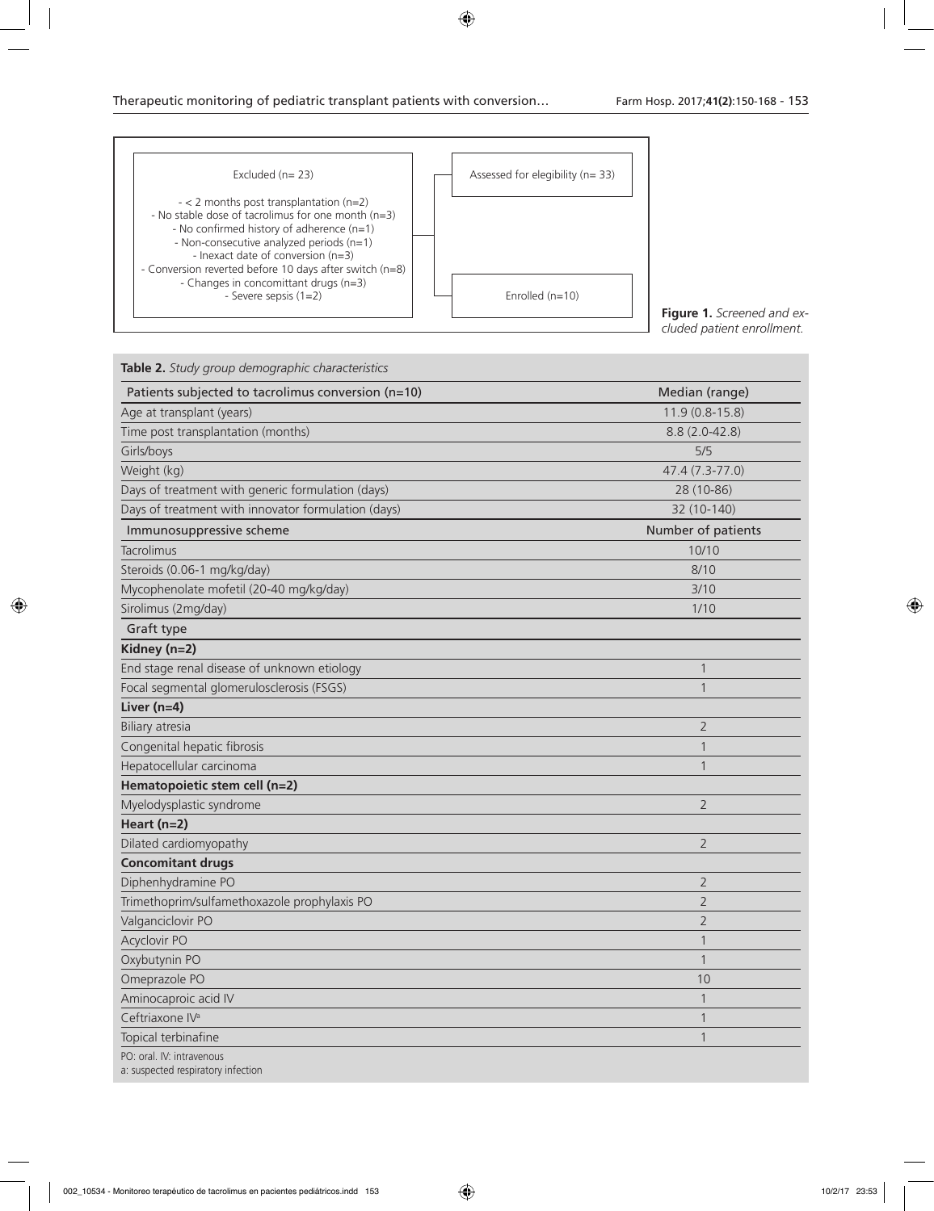Excluded (n= 23)

- < 2 months post transplantation (n=2)
- No stable dose of tacrolimus for one month (n=3)
- No confirmed history of adherence (n=1)
- Non-consecutive analyzed periods (n=1)
- Inexact date of conversion (n=3)
- Conversion reverted before 10 days after switch (n=8)
- Changes in concomittant drugs (n=3)
- Severe sepsis (1=2)

Assessed for elegibility (n= 33)

Enrolled (n=10)

**Figure 1.** *Screened and excluded patient enrollment.*

**Table 2.** *Study group demographic characteristics*

| Patients subjected to tacrolimus conversion (n=10) | Median (range) |
| --- | --- |
| Age at transplant (years) | 11.9 (0.8-15.8) |
| Time post transplantation (months) | 8.8 (2.0-42.8) |
| Girls/boys | 5/5 |
| Weight (kg) | 47.4 (7.3-77.0) |
| Days of treatment with generic formulation (days) | 28 (10-86) |
| Days of treatment with innovator formulation (days) | 32 (10-140) |
| **Immunosuppressive scheme** | **Number of patients** |
| Tacrolimus | 10/10 |
| Steroids (0.06-1 mg/kg/day) | 8/10 |
| Mycophenolate mofetil (20-40 mg/kg/day) | 3/10 |
| Sirolimus (2mg/day) | 1/10 |
| **Graft type** | |
| **Kidney (n=2)** | |
| End stage renal disease of unknown etiology | 1 |
| Focal segmental glomerulosclerosis (FSGS) | 1 |
| **Liver (n=4)** | |
| Biliary atresia | 2 |
| Congenital hepatic fibrosis | 1 |
| Hepatocellular carcinoma | 1 |
| **Hematopoietic stem cell (n=2)** | |
| Myelodysplastic syndrome | 2 |
| **Heart (n=2)** | |
| Dilated cardiomyopathy | 2 |
| **Concomitant drugs** | |
| Diphenhydramine PO | 2 |
| Trimethoprim/sulfamethoxazole prophylaxis PO | 2 |
| Valganciclovir PO | 2 |
| Acyclovir PO | 1 |
| Oxybutynin PO | 1 |
| Omeprazole PO | 10 |
| Aminocaproic acid IV | 1 |
| Ceftriaxone IV[a] | 1 |
| Topical terbinafine | 1 |

PO: oral. IV: intravenous
a: suspected respiratory infection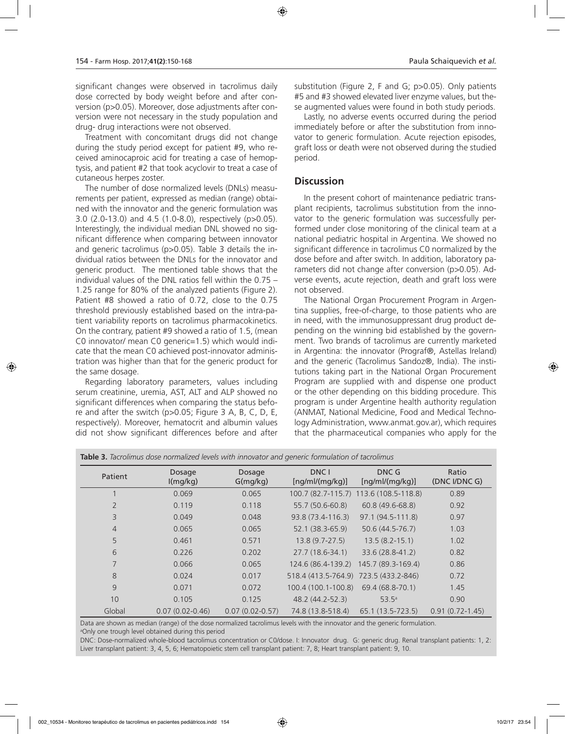significant changes were observed in tacrolimus daily dose corrected by body weight before and after conversion (p>0.05). Moreover, dose adjustments after conversion were not necessary in the study population and drug- drug interactions were not observed.

Treatment with concomitant drugs did not change during the study period except for patient #9, who received aminocaproic acid for treating a case of hemoptysis, and patient #2 that took acyclovir to treat a case of cutaneous herpes zoster.

The number of dose normalized levels (DNLs) measurements per patient, expressed as median (range) obtained with the innovator and the generic formulation was 3.0 (2.0-13.0) and 4.5 (1.0-8.0), respectively (p>0.05). Interestingly, the individual median DNL showed no significant difference when comparing between innovator and generic tacrolimus (p>0.05). Table 3 details the individual ratios between the DNLs for the innovator and generic product. The mentioned table shows that the individual values of the DNL ratios fell within the 0.75 – 1.25 range for 80% of the analyzed patients (Figure 2). Patient #8 showed a ratio of 0.72, close to the 0.75 threshold previously established based on the intra-patient variability reports on tacrolimus pharmacokinetics. On the contrary, patient #9 showed a ratio of 1.5, (mean C0 innovator/ mean C0 generic=1.5) which would indicate that the mean C0 achieved post-innovator administration was higher than that for the generic product for the same dosage.

Regarding laboratory parameters, values including serum creatinine, uremia, AST, ALT and ALP showed no significant differences when comparing the status before and after the switch (p>0.05; Figure 3 A, B, C, D, E, respectively). Moreover, hematocrit and albumin values did not show significant differences before and after substitution (Figure 2, F and G; p>0.05). Only patients #5 and #3 showed elevated liver enzyme values, but these augmented values were found in both study periods.

Lastly, no adverse events occurred during the period immediately before or after the substitution from innovator to generic formulation. Acute rejection episodes, graft loss or death were not observed during the studied period.

## Discussion

In the present cohort of maintenance pediatric transplant recipients, tacrolimus substitution from the innovator to the generic formulation was successfully performed under close monitoring of the clinical team at a national pediatric hospital in Argentina. We showed no significant difference in tacrolimus C0 normalized by the dose before and after switch. In addition, laboratory parameters did not change after conversion (p>0.05). Adverse events, acute rejection, death and graft loss were not observed.

The National Organ Procurement Program in Argentina supplies, free-of-charge, to those patients who are in need, with the immunosuppressant drug product depending on the winning bid established by the government. Two brands of tacrolimus are currently marketed in Argentina: the innovator (Prograf®, Astellas Ireland) and the generic (Tacrolimus Sandoz®, India). The institutions taking part in the National Organ Procurement Program are supplied with and dispense one product or the other depending on this bidding procedure. This program is under Argentine health authority regulation (ANMAT, National Medicine, Food and Medical Technology Administration, www.anmat.gov.ar), which requires that the pharmaceutical companies who apply for the

**Table 3.** *Tacrolimus dose normalized levels with innovator and generic formulation of tacrolimus*

| Patient | Dosage I(mg/kg) | Dosage G(mg/kg) | DNC I [ng/ml/(mg/kg)] | DNC G [ng/ml/(mg/kg)] | Ratio (DNC I/DNC G) |
|---|---|---|---|---|---|
| 1 | 0.069 | 0.065 | 100.7 (82.7-115.7) | 113.6 (108.5-118.8) | 0.89 |
| 2 | 0.119 | 0.118 | 55.7 (50.6-60.8) | 60.8 (49.6-68.8) | 0.92 |
| 3 | 0.049 | 0.048 | 93.8 (73.4-116.3) | 97.1 (94.5-111.8) | 0.97 |
| 4 | 0.065 | 0.065 | 52.1 (38.3-65.9) | 50.6 (44.5-76.7) | 1.03 |
| 5 | 0.461 | 0.571 | 13.8 (9.7-27.5) | 13.5 (8.2-15.1) | 1.02 |
| 6 | 0.226 | 0.202 | 27.7 (18.6-34.1) | 33.6 (28.8-41.2) | 0.82 |
| 7 | 0.066 | 0.065 | 124.6 (86.4-139.2) | 145.7 (89.3-169.4) | 0.86 |
| 8 | 0.024 | 0.017 | 518.4 (413.5-764.9) | 723.5 (433.2-846) | 0.72 |
| 9 | 0.071 | 0.072 | 100.4 (100.1-100.8) | 69.4 (68.8-70.1) | 1.45 |
| 10 | 0.105 | 0.125 | 48.2 (44.2-52.3) | 53.5[a] | 0.90 |
| Global | 0.07 (0.02-0.46) | 0.07 (0.02-0.57) | 74.8 (13.8-518.4) | 65.1 (13.5-723.5) | 0.91 (0.72-1.45) |

Data are shown as median (range) of the dose normalized tacrolimus levels with the innovator and the generic formulation.
[a]Only one trough level obtained during this period
DNC: Dose-normalized whole-blood tacrolimus concentration or C0/dose. I: Innovator drug. G: generic drug. Renal transplant patients: 1, 2: Liver transplant patient: 3, 4, 5, 6; Hematopoietic stem cell transplant patient: 7, 8; Heart transplant patient: 9, 10.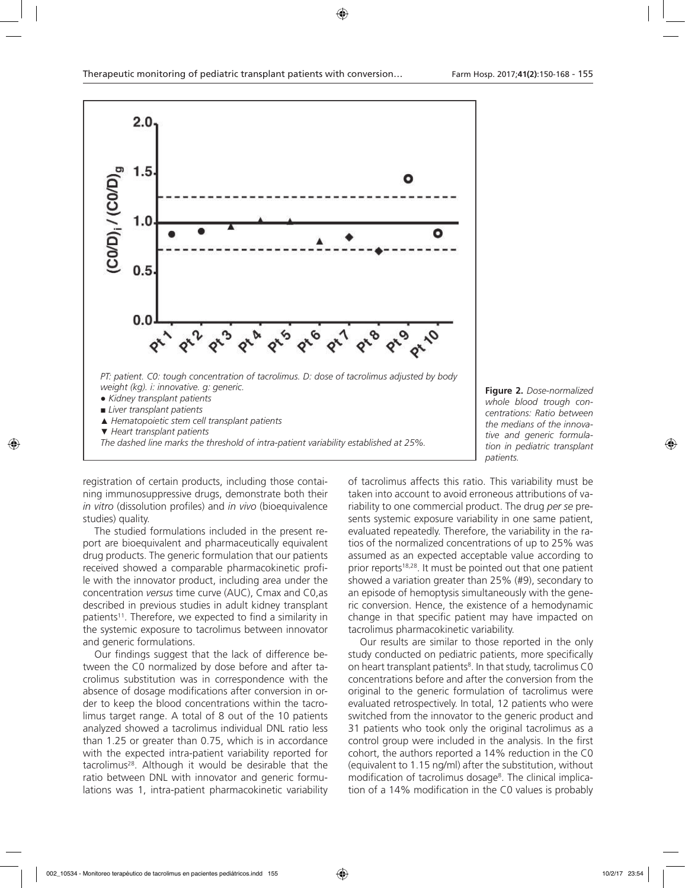PT: patient. C0: tough concentration of tacrolimus. D: dose of tacrolimus adjusted by body weight (kg). i: innovative. g: generic.

- ● Kidney transplant patients
- ■ Liver transplant patients
- ▲ Hematopoietic stem cell transplant patients
- ▼ Heart transplant patients

The dashed line marks the threshold of intra-patient variability established at 25%.

**Figure 2.** *Dose-normalized whole blood trough concentrations: Ratio between the medians of the innovative and generic formulation in pediatric transplant patients.*

registration of certain products, including those containing immunosuppressive drugs, demonstrate both their *in vitro* (dissolution profiles) and *in vivo* (bioequivalence studies) quality.

The studied formulations included in the present report are bioequivalent and pharmaceutically equivalent drug products. The generic formulation that our patients received showed a comparable pharmacokinetic profile with the innovator product, including area under the concentration *versus* time curve (AUC), Cmax and C0,as described in previous studies in adult kidney transplant patients[11]. Therefore, we expected to find a similarity in the systemic exposure to tacrolimus between innovator and generic formulations.

Our findings suggest that the lack of difference between the C0 normalized by dose before and after tacrolimus substitution was in correspondence with the absence of dosage modifications after conversion in order to keep the blood concentrations within the tacrolimus target range. A total of 8 out of the 10 patients analyzed showed a tacrolimus individual DNL ratio less than 1.25 or greater than 0.75, which is in accordance with the expected intra-patient variability reported for tacrolimus[28]. Although it would be desirable that the ratio between DNL with innovator and generic formulations was 1, intra-patient pharmacokinetic variability of tacrolimus affects this ratio. This variability must be taken into account to avoid erroneous attributions of variability to one commercial product. The drug *per se* presents systemic exposure variability in one same patient, evaluated repeatedly. Therefore, the variability in the ratios of the normalized concentrations of up to 25% was assumed as an expected acceptable value according to prior reports[18,28]. It must be pointed out that one patient showed a variation greater than 25% (#9), secondary to an episode of hemoptysis simultaneously with the generic conversion. Hence, the existence of a hemodynamic change in that specific patient may have impacted on tacrolimus pharmacokinetic variability.

Our results are similar to those reported in the only study conducted on pediatric patients, more specifically on heart transplant patients[8]. In that study, tacrolimus C0 concentrations before and after the conversion from the original to the generic formulation of tacrolimus were evaluated retrospectively. In total, 12 patients who were switched from the innovator to the generic product and 31 patients who took only the original tacrolimus as a control group were included in the analysis. In the first cohort, the authors reported a 14% reduction in the C0 (equivalent to 1.15 ng/ml) after the substitution, without modification of tacrolimus dosage[8]. The clinical implication of a 14% modification in the C0 values is probably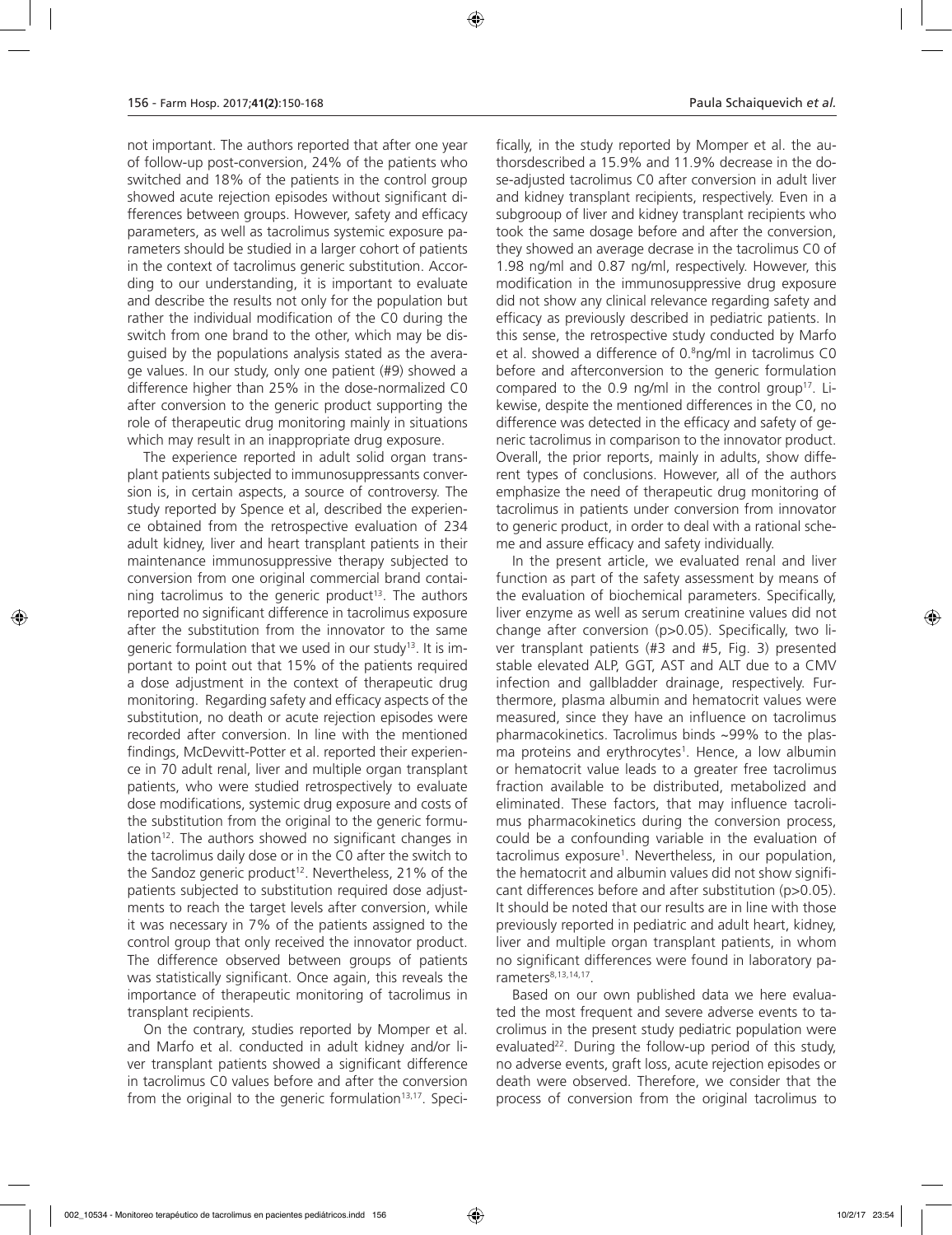not important. The authors reported that after one year of follow-up post-conversion, 24% of the patients who switched and 18% of the patients in the control group showed acute rejection episodes without significant differences between groups. However, safety and efficacy parameters, as well as tacrolimus systemic exposure parameters should be studied in a larger cohort of patients in the context of tacrolimus generic substitution. According to our understanding, it is important to evaluate and describe the results not only for the population but rather the individual modification of the C0 during the switch from one brand to the other, which may be disguised by the populations analysis stated as the average values. In our study, only one patient (#9) showed a difference higher than 25% in the dose-normalized C0 after conversion to the generic product supporting the role of therapeutic drug monitoring mainly in situations which may result in an inappropriate drug exposure.

The experience reported in adult solid organ transplant patients subjected to immunosuppressants conversion is, in certain aspects, a source of controversy. The study reported by Spence et al, described the experience obtained from the retrospective evaluation of 234 adult kidney, liver and heart transplant patients in their maintenance immunosuppressive therapy subjected to conversion from one original commercial brand containing tacrolimus to the generic product[13]. The authors reported no significant difference in tacrolimus exposure after the substitution from the innovator to the same generic formulation that we used in our study[13]. It is important to point out that 15% of the patients required a dose adjustment in the context of therapeutic drug monitoring. Regarding safety and efficacy aspects of the substitution, no death or acute rejection episodes were recorded after conversion. In line with the mentioned findings, McDevvitt-Potter et al. reported their experience in 70 adult renal, liver and multiple organ transplant patients, who were studied retrospectively to evaluate dose modifications, systemic drug exposure and costs of the substitution from the original to the generic formulation[12]. The authors showed no significant changes in the tacrolimus daily dose or in the C0 after the switch to the Sandoz generic product[12]. Nevertheless, 21% of the patients subjected to substitution required dose adjustments to reach the target levels after conversion, while it was necessary in 7% of the patients assigned to the control group that only received the innovator product. The difference observed between groups of patients was statistically significant. Once again, this reveals the importance of therapeutic monitoring of tacrolimus in transplant recipients.

On the contrary, studies reported by Momper et al. and Marfo et al. conducted in adult kidney and/or liver transplant patients showed a significant difference in tacrolimus C0 values before and after the conversion from the original to the generic formulation[13,17]. Specifically, in the study reported by Momper et al. the authorsdescribed a 15.9% and 11.9% decrease in the dose-adjusted tacrolimus C0 after conversion in adult liver and kidney transplant recipients, respectively. Even in a subgrooup of liver and kidney transplant recipients who took the same dosage before and after the conversion, they showed an average decrase in the tacrolimus C0 of 1.98 ng/ml and 0.87 ng/ml, respectively. However, this modification in the immunosuppressive drug exposure did not show any clinical relevance regarding safety and efficacy as previously described in pediatric patients. In this sense, the retrospective study conducted by Marfo et al. showed a difference of 0.8ng/ml in tacrolimus C0 before and afterconversion to the generic formulation compared to the 0.9 ng/ml in the control group[17]. Likewise, despite the mentioned differences in the C0, no difference was detected in the efficacy and safety of generic tacrolimus in comparison to the innovator product. Overall, the prior reports, mainly in adults, show different types of conclusions. However, all of the authors emphasize the need of therapeutic drug monitoring of tacrolimus in patients under conversion from innovator to generic product, in order to deal with a rational scheme and assure efficacy and safety individually.

In the present article, we evaluated renal and liver function as part of the safety assessment by means of the evaluation of biochemical parameters. Specifically, liver enzyme as well as serum creatinine values did not change after conversion (p>0.05). Specifically, two liver transplant patients (#3 and #5, Fig. 3) presented stable elevated ALP, GGT, AST and ALT due to a CMV infection and gallbladder drainage, respectively. Furthermore, plasma albumin and hematocrit values were measured, since they have an influence on tacrolimus pharmacokinetics. Tacrolimus binds ~99% to the plasma proteins and erythrocytes[1]. Hence, a low albumin or hematocrit value leads to a greater free tacrolimus fraction available to be distributed, metabolized and eliminated. These factors, that may influence tacrolimus pharmacokinetics during the conversion process, could be a confounding variable in the evaluation of tacrolimus exposure[1]. Nevertheless, in our population, the hematocrit and albumin values did not show significant differences before and after substitution (p>0.05). It should be noted that our results are in line with those previously reported in pediatric and adult heart, kidney, liver and multiple organ transplant patients, in whom no significant differences were found in laboratory parameters[8,13,14,17].

Based on our own published data we here evaluated the most frequent and severe adverse events to tacrolimus in the present study pediatric population were evaluated[22]. During the follow-up period of this study, no adverse events, graft loss, acute rejection episodes or death were observed. Therefore, we consider that the process of conversion from the original tacrolimus to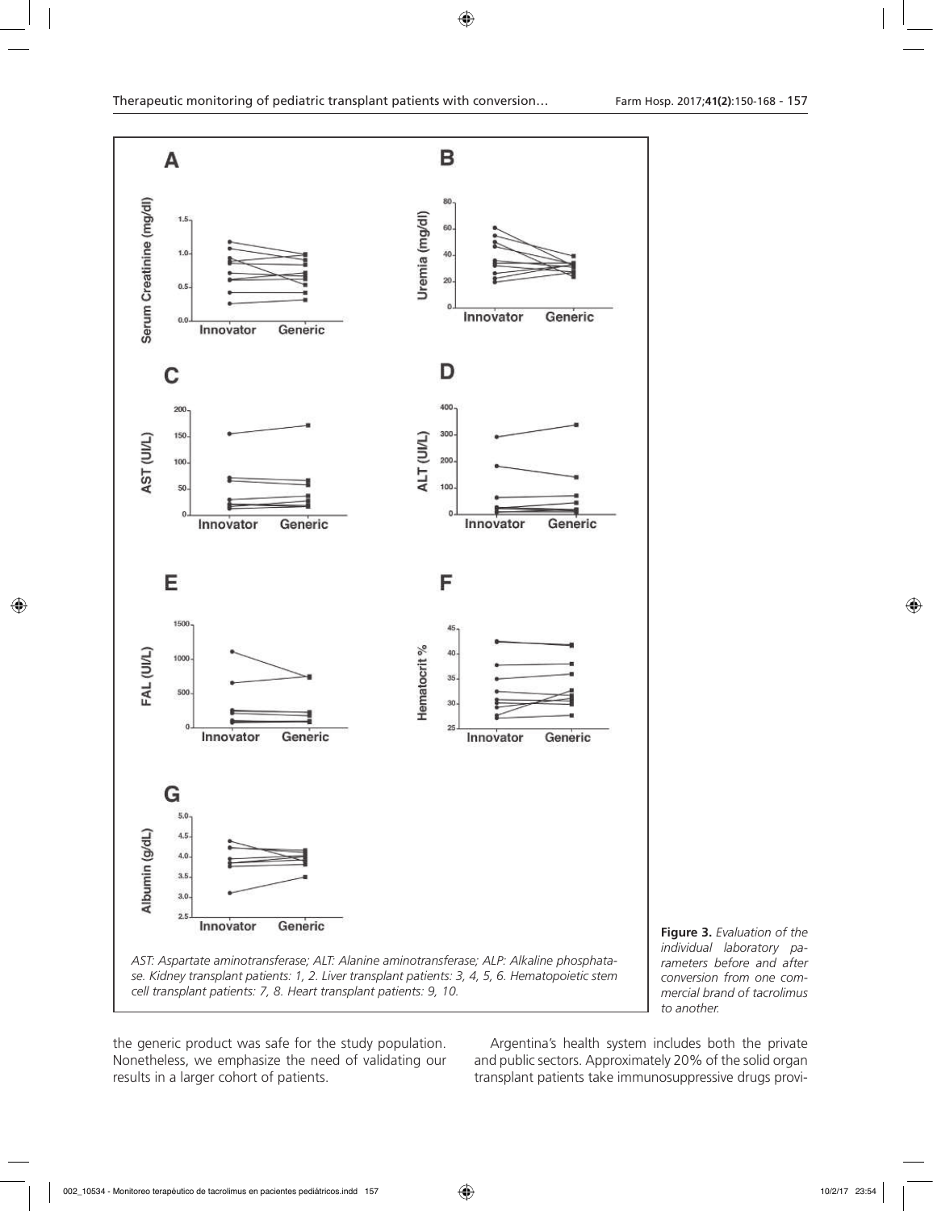AST: Aspartate aminotransferase; ALT: Alanine aminotransferase; ALP: Alkaline phosphatase. Kidney transplant patients: 1, 2. Liver transplant patients: 3, 4, 5, 6. Hematopoietic stem cell transplant patients: 7, 8. Heart transplant patients: 9, 10.

**Figure 3.** *Evaluation of the individual laboratory parameters before and after conversion from one commercial brand of tacrolimus to another.*

the generic product was safe for the study population. Nonetheless, we emphasize the need of validating our results in a larger cohort of patients.

Argentina's health system includes both the private and public sectors. Approximately 20% of the solid organ transplant patients take immunosuppressive drugs provi-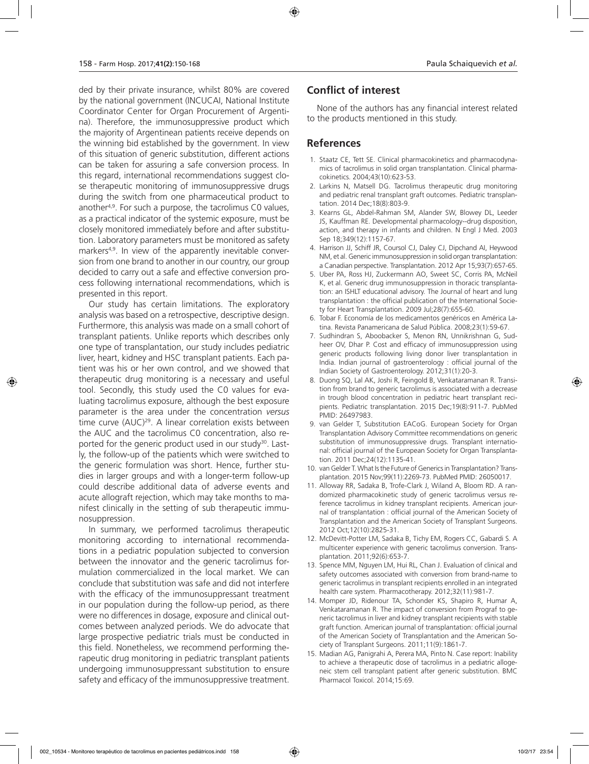ded by their private insurance, whilst 80% are covered by the national government (INCUCAI, National Institute Coordinator Center for Organ Procurement of Argentina). Therefore, the immunosuppressive product which the majority of Argentinean patients receive depends on the winning bid established by the government. In view of this situation of generic substitution, different actions can be taken for assuring a safe conversion process. In this regard, international recommendations suggest close therapeutic monitoring of immunosuppressive drugs during the switch from one pharmaceutical product to another[4,9]. For such a purpose, the tacrolimus C0 values, as a practical indicator of the systemic exposure, must be closely monitored immediately before and after substitution. Laboratory parameters must be monitored as safety markers[4,9]. In view of the apparently inevitable conversion from one brand to another in our country, our group decided to carry out a safe and effective conversion process following international recommendations, which is presented in this report.

Our study has certain limitations. The exploratory analysis was based on a retrospective, descriptive design. Furthermore, this analysis was made on a small cohort of transplant patients. Unlike reports which describes only one type of transplantation, our study includes pediatric liver, heart, kidney and HSC transplant patients. Each patient was his or her own control, and we showed that therapeutic drug monitoring is a necessary and useful tool. Secondly, this study used the C0 values for evaluating tacrolimus exposure, although the best exposure parameter is the area under the concentration *versus* time curve (AUC)[29]. A linear correlation exists between the AUC and the tacrolimus C0 concentration, also reported for the generic product used in our study[30]. Lastly, the follow-up of the patients which were switched to the generic formulation was short. Hence, further studies in larger groups and with a longer-term follow-up could describe additional data of adverse events and acute allograft rejection, which may take months to manifest clinically in the setting of sub therapeutic immunosuppression.

In summary, we performed tacrolimus therapeutic monitoring according to international recommendations in a pediatric population subjected to conversion between the innovator and the generic tacrolimus formulation commercialized in the local market. We can conclude that substitution was safe and did not interfere with the efficacy of the immunosuppressant treatment in our population during the follow-up period, as there were no differences in dosage, exposure and clinical outcomes between analyzed periods. We do advocate that large prospective pediatric trials must be conducted in this field. Nonetheless, we recommend performing therapeutic drug monitoring in pediatric transplant patients undergoing immunosuppressant substitution to ensure safety and efficacy of the immunosuppressive treatment.

## Conflict of interest

None of the authors has any financial interest related to the products mentioned in this study.

## References

1. Staatz CE, Tett SE. Clinical pharmacokinetics and pharmacodynamics of tacrolimus in solid organ transplantation. Clinical pharmacokinetics. 2004;43(10):623-53.
2. Larkins N, Matsell DG. Tacrolimus therapeutic drug monitoring and pediatric renal transplant graft outcomes. Pediatric transplantation. 2014 Dec;18(8):803-9.
3. Kearns GL, Abdel-Rahman SM, Alander SW, Blowey DL, Leeder JS, Kauffman RE. Developmental pharmacology--drug disposition, action, and therapy in infants and children. N Engl J Med. 2003 Sep 18;349(12):1157-67.
4. Harrison JJ, Schiff JR, Coursol CJ, Daley CJ, Dipchand AI, Heywood NM, et al. Generic immunosuppression in solid organ transplantation: a Canadian perspective. Transplantation. 2012 Apr 15;93(7):657-65.
5. Uber PA, Ross HJ, Zuckermann AO, Sweet SC, Corris PA, McNeil K, et al. Generic drug immunosuppression in thoracic transplantation: an ISHLT educational advisory. The Journal of heart and lung transplantation : the official publication of the International Society for Heart Transplantation. 2009 Jul;28(7):655-60.
6. Tobar F. Economía de los medicamentos genéricos en América Latina. Revista Panamericana de Salud Pública. 2008;23(1):59-67.
7. Sudhindran S, Aboobacker S, Menon RN, Unnikrishnan G, Sudheer OV, Dhar P. Cost and efficacy of immunosuppression using generic products following living donor liver transplantation in India. Indian journal of gastroenterology : official journal of the Indian Society of Gastroenterology. 2012;31(1):20-3.
8. Duong SQ, Lal AK, Joshi R, Feingold B, Venkataramanan R. Transition from brand to generic tacrolimus is associated with a decrease in trough blood concentration in pediatric heart transplant recipients. Pediatric transplantation. 2015 Dec;19(8):911-7. PubMed PMID: 26497983.
9. van Gelder T, Substitution EACoG. European Society for Organ Transplantation Advisory Committee recommendations on generic substitution of immunosuppressive drugs. Transplant international: official journal of the European Society for Organ Transplantation. 2011 Dec;24(12):1135-41.
10. van Gelder T. What Is the Future of Generics in Transplantation? Transplantation. 2015 Nov;99(11):2269-73. PubMed PMID: 26050017.
11. Alloway RR, Sadaka B, Trofe-Clark J, Wiland A, Bloom RD. A randomized pharmacokinetic study of generic tacrolimus versus reference tacrolimus in kidney transplant recipients. American journal of transplantation : official journal of the American Society of Transplantation and the American Society of Transplant Surgeons. 2012 Oct;12(10):2825-31.
12. McDevitt-Potter LM, Sadaka B, Tichy EM, Rogers CC, Gabardi S. A multicenter experience with generic tacrolimus conversion. Transplantation. 2011;92(6):653-7.
13. Spence MM, Nguyen LM, Hui RL, Chan J. Evaluation of clinical and safety outcomes associated with conversion from brand-name to generic tacrolimus in transplant recipients enrolled in an integrated health care system. Pharmacotherapy. 2012;32(11):981-7.
14. Momper JD, Ridenour TA, Schonder KS, Shapiro R, Humar A, Venkataramanan R. The impact of conversion from Prograf to generic tacrolimus in liver and kidney transplant recipients with stable graft function. American journal of transplantation: official journal of the American Society of Transplantation and the American Society of Transplant Surgeons. 2011;11(9):1861-7.
15. Madian AG, Panigrahi A, Perera MA, Pinto N. Case report: Inability to achieve a therapeutic dose of tacrolimus in a pediatric allogeneic stem cell transplant patient after generic substitution. BMC Pharmacol Toxicol. 2014;15:69.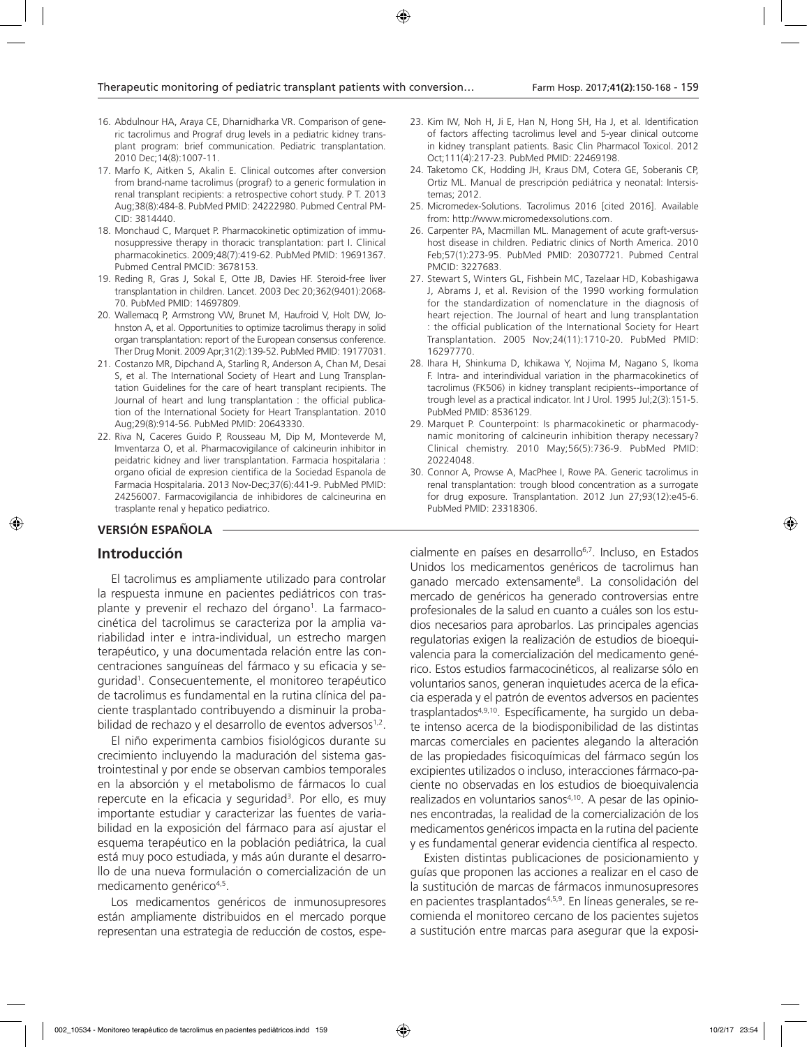16. Abdulnour HA, Araya CE, Dharnidharka VR. Comparison of generic tacrolimus and Prograf drug levels in a pediatric kidney transplant program: brief communication. Pediatric transplantation. 2010 Dec;14(8):1007-11.
17. Marfo K, Aitken S, Akalin E. Clinical outcomes after conversion from brand-name tacrolimus (prograf) to a generic formulation in renal transplant recipients: a retrospective cohort study. P T. 2013 Aug;38(8):484-8. PubMed PMID: 24222980. Pubmed Central PMCID: 3814440.
18. Monchaud C, Marquet P. Pharmacokinetic optimization of immunosuppressive therapy in thoracic transplantation: part I. Clinical pharmacokinetics. 2009;48(7):419-62. PubMed PMID: 19691367. Pubmed Central PMCID: 3678153.
19. Reding R, Gras J, Sokal E, Otte JB, Davies HF. Steroid-free liver transplantation in children. Lancet. 2003 Dec 20;362(9401):2068-70. PubMed PMID: 14697809.
20. Wallemacq P, Armstrong VW, Brunet M, Haufroid V, Holt DW, Johnston A, et al. Opportunities to optimize tacrolimus therapy in solid organ transplantation: report of the European consensus conference. Ther Drug Monit. 2009 Apr;31(2):139-52. PubMed PMID: 19177031.
21. Costanzo MR, Dipchand A, Starling R, Anderson A, Chan M, Desai S, et al. The International Society of Heart and Lung Transplantation Guidelines for the care of heart transplant recipients. The Journal of heart and lung transplantation : the official publication of the International Society for Heart Transplantation. 2010 Aug;29(8):914-56. PubMed PMID: 20643330.
22. Riva N, Caceres Guido P, Rousseau M, Dip M, Monteverde M, Imventarza O, et al. Pharmacovigilance of calcineurin inhibitor in peidatric kidney and liver transplantation. Farmacia hospitalaria : organo oficial de expresion cientifica de la Sociedad Espanola de Farmacia Hospitalaria. 2013 Nov-Dec;37(6):441-9. PubMed PMID: 24256007. Farmacovigilancia de inhibidores de calcineurina en trasplante renal y hepatico pediatrico.
23. Kim IW, Noh H, Ji E, Han N, Hong SH, Ha J, et al. Identification of factors affecting tacrolimus level and 5-year clinical outcome in kidney transplant patients. Basic Clin Pharmacol Toxicol. 2012 Oct;111(4):217-23. PubMed PMID: 22469198.
24. Taketomo CK, Hodding JH, Kraus DM, Cotera GE, Soberanis CP, Ortiz ML. Manual de prescripción pediátrica y neonatal: Intersistemas; 2012.
25. Micromedex-Solutions. Tacrolimus 2016 [cited 2016]. Available from: http://www.micromedexsolutions.com.
26. Carpenter PA, Macmillan ML. Management of acute graft-versus-host disease in children. Pediatric clinics of North America. 2010 Feb;57(1):273-95. PubMed PMID: 20307721. Pubmed Central PMCID: 3227683.
27. Stewart S, Winters GL, Fishbein MC, Tazelaar HD, Kobashigawa J, Abrams J, et al. Revision of the 1990 working formulation for the standardization of nomenclature in the diagnosis of heart rejection. The Journal of heart and lung transplantation : the official publication of the International Society for Heart Transplantation. 2005 Nov;24(11):1710-20. PubMed PMID: 16297770.
28. Ihara H, Shinkuma D, Ichikawa Y, Nojima M, Nagano S, Ikoma F. Intra- and interindividual variation in the pharmacokinetics of tacrolimus (FK506) in kidney transplant recipients--importance of trough level as a practical indicator. Int J Urol. 1995 Jul;2(3):151-5. PubMed PMID: 8536129.
29. Marquet P. Counterpoint: Is pharmacokinetic or pharmacodynamic monitoring of calcineurin inhibition therapy necessary? Clinical chemistry. 2010 May;56(5):736-9. PubMed PMID: 20224048.
30. Connor A, Prowse A, MacPhee I, Rowe PA. Generic tacrolimus in renal transplantation: trough blood concentration as a surrogate for drug exposure. Transplantation. 2012 Jun 27;93(12):e45-6. PubMed PMID: 23318306.

**VERSIÓN ESPAÑOLA**

## Introducción

El tacrolimus es ampliamente utilizado para controlar la respuesta inmune en pacientes pediátricos con trasplante y prevenir el rechazo del órgano[1]. La farmacocinética del tacrolimus se caracteriza por la amplia variabilidad inter e intra-individual, un estrecho margen terapéutico, y una documentada relación entre las concentraciones sanguíneas del fármaco y su eficacia y seguridad[1]. Consecuentemente, el monitoreo terapéutico de tacrolimus es fundamental en la rutina clínica del paciente trasplantado contribuyendo a disminuir la probabilidad de rechazo y el desarrollo de eventos adversos[1,2].

El niño experimenta cambios fisiológicos durante su crecimiento incluyendo la maduración del sistema gastrointestinal y por ende se observan cambios temporales en la absorción y el metabolismo de fármacos lo cual repercute en la eficacia y seguridad[3]. Por ello, es muy importante estudiar y caracterizar las fuentes de variabilidad en la exposición del fármaco para así ajustar el esquema terapéutico en la población pediátrica, la cual está muy poco estudiada, y más aún durante el desarrollo de una nueva formulación o comercialización de un medicamento genérico[4,5].

Los medicamentos genéricos de inmunosupresores están ampliamente distribuidos en el mercado porque representan una estrategia de reducción de costos, especialmente en países en desarrollo[6,7]. Incluso, en Estados Unidos los medicamentos genéricos de tacrolimus han ganado mercado extensamente[8]. La consolidación del mercado de genéricos ha generado controversias entre profesionales de la salud en cuanto a cuáles son los estudios necesarios para aprobarlos. Las principales agencias regulatorias exigen la realización de estudios de bioequivalencia para la comercialización del medicamento genérico. Estos estudios farmacocinéticos, al realizarse sólo en voluntarios sanos, generan inquietudes acerca de la eficacia esperada y el patrón de eventos adversos en pacientes trasplantados[4,9,10]. Específicamente, ha surgido un debate intenso acerca de la biodisponibilidad de las distintas marcas comerciales en pacientes alegando la alteración de las propiedades fisicoquímicas del fármaco según los excipientes utilizados o incluso, interacciones fármaco-paciente no observadas en los estudios de bioequivalencia realizados en voluntarios sanos[4,10]. A pesar de las opiniones encontradas, la realidad de la comercialización de los medicamentos genéricos impacta en la rutina del paciente y es fundamental generar evidencia científica al respecto.

Existen distintas publicaciones de posicionamiento y guías que proponen las acciones a realizar en el caso de la sustitución de marcas de fármacos inmunosupresores en pacientes trasplantados[4,5,9]. En líneas generales, se recomienda el monitoreo cercano de los pacientes sujetos a sustitución entre marcas para asegurar que la exposi-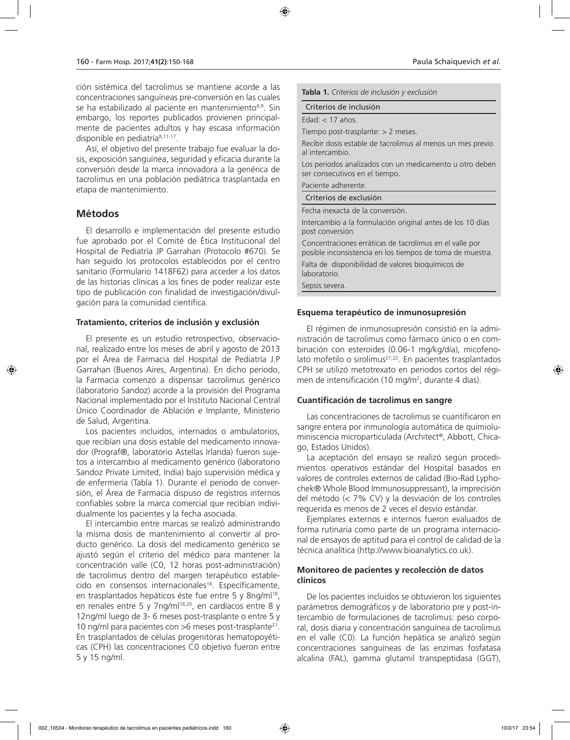ción sistémica del tacrolimus se mantiene acorde a las concentraciones sanguíneas pre-conversión en las cuales se ha estabilizado al paciente en mantenimiento[4,9]. Sin embargo, los reportes publicados provienen principalmente de pacientes adultos y hay escasa información disponible en pediatría[8,11-17].

Así, el objetivo del presente trabajo fue evaluar la dosis, exposición sanguínea, seguridad y eficacia durante la conversión desde la marca innovadora a la genérica de tacrolimus en una población pediátrica trasplantada en etapa de mantenimiento.

## Métodos

El desarrollo e implementación del presente estudio fue aprobado por el Comité de Ética Institucional del Hospital de Pediatría JP Garrahan (Protocolo #670). Se han seguido los protocolos establecidos por el centro sanitario (Formulario 1418F62) para acceder a los datos de las historias clínicas a los fines de poder realizar este tipo de publicación con finalidad de investigación/divulgación para la comunidad científica.

### Tratamiento, criterios de inclusión y exclusión

El presente es un estudio retrospectivo, observacional, realizado entre los meses de abril y agosto de 2013 por el Área de Farmacia del Hospital de Pediatría J.P Garrahan (Buenos Aires, Argentina). En dicho periodo, la Farmacia comenzó a dispensar tacrolimus genérico (laboratorio Sandoz) acorde a la provisión del Programa Nacional implementado por el Instituto Nacional Central Único Coordinador de Ablación e Implante, Ministerio de Salud, Argentina.

Los pacientes incluidos, internados o ambulatorios, que recibían una dosis estable del medicamento innovador (Prograf®, laboratorio Astellas Irlanda) fueron sujetos a intercambio al medicamento genérico (laboratorio Sandoz Private Limited, India) bajo supervisión médica y de enfermería (Tabla 1). Durante el periodo de conversión, el Área de Farmacia dispuso de registros internos confiables sobre la marca comercial que recibían individualmente los pacientes y la fecha asociada.

El intercambio entre marcas se realizó administrando la misma dosis de mantenimiento al convertir al producto genérico. La dosis del medicamento genérico se ajustó según el criterio del médico para mantener la concentración valle (C0, 12 horas post-administración) de tacrolimus dentro del margen terapéutico establecido en consensos internacionales[18]. Específicamente, en trasplantados hepáticos éste fue entre 5 y 8ng/ml[19], en renales entre 5 y 7ng/ml[18,20], en cardíacos entre 8 y 12ng/ml luego de 3- 6 meses post-trasplante o entre 5 y 10 ng/ml para pacientes con >6 meses post-trasplante[21]. En trasplantados de células progenitoras hematopoyéticas (CPH) las concentraciones C0 objetivo fueron entre 5 y 15 ng/ml.

**Tabla 1.** *Criterios de inclusión y exclusión*

| Criterios de inclusión |
|---|
| Edad: < 17 años. |
| Tiempo post-trasplante: > 2 meses. |
| Recibir dosis estable de tacrolimus al menos un mes previo al intercambio. |
| Los periodos analizados con un medicamento u otro deben ser consecutivos en el tiempo. |
| Paciente adherente. |
| **Criterios de exclusión** |
| Fecha inexacta de la conversión. |
| Intercambio a la formulación original antes de los 10 días post conversión. |
| Concentraciones erráticas de tacrolimus en el valle por posible inconsistencia en los tiempos de toma de muestra. |
| Falta de disponibilidad de valores bioquímicos de laboratorio. |
| Sepsis severa. |

### Esquema terapéutico de inmunosupresión

El régimen de inmunosupresión consistió en la administración de tacrolimus como fármaco único o en combinación con esteroides (0.06-1 mg/kg/día), micofenolato mofetilo o sirolimus[21,22]. En pacientes trasplantados CPH se utilizó metotrexato en periodos cortos del régimen de intensificación (10 mg/m$^2$, durante 4 días).

### Cuantificación de tacrolimus en sangre

Las concentraciones de tacrolimus se cuantificaron en sangre entera por inmunología automática de quimioluminiscencia microparticulada (Architect®, Abbott, Chicago, Estados Unidos).

La aceptación del ensayo se realizó según procedimientos operativos estándar del Hospital basados en valores de controles externos de calidad (Bio-Rad Lyphochek® Whole Blood Immunosuppressant), la imprecisión del método (< 7% CV) y la desviación de los controles requerida es menos de 2 veces el desvío estándar.

Ejemplares externos e internos fueron evaluados de forma rutinaria como parte de un programa internacional de ensayos de aptitud para el control de calidad de la técnica analítica (http://www.bioanalytics.co.uk).

### Monitoreo de pacientes y recolección de datos clínicos

De los pacientes incluidos se obtuvieron los siguientes parámetros demográficos y de laboratorio pre y post-intercambio de formulaciones de tacrolimus: peso corporal, dosis diaria y concentración sanguínea de tacrolimus en el valle (C0). La función hepática se analizó según concentraciones sanguíneas de las enzimas fosfatasa alcalina (FAL), gamma glutamil transpeptidasa (GGT),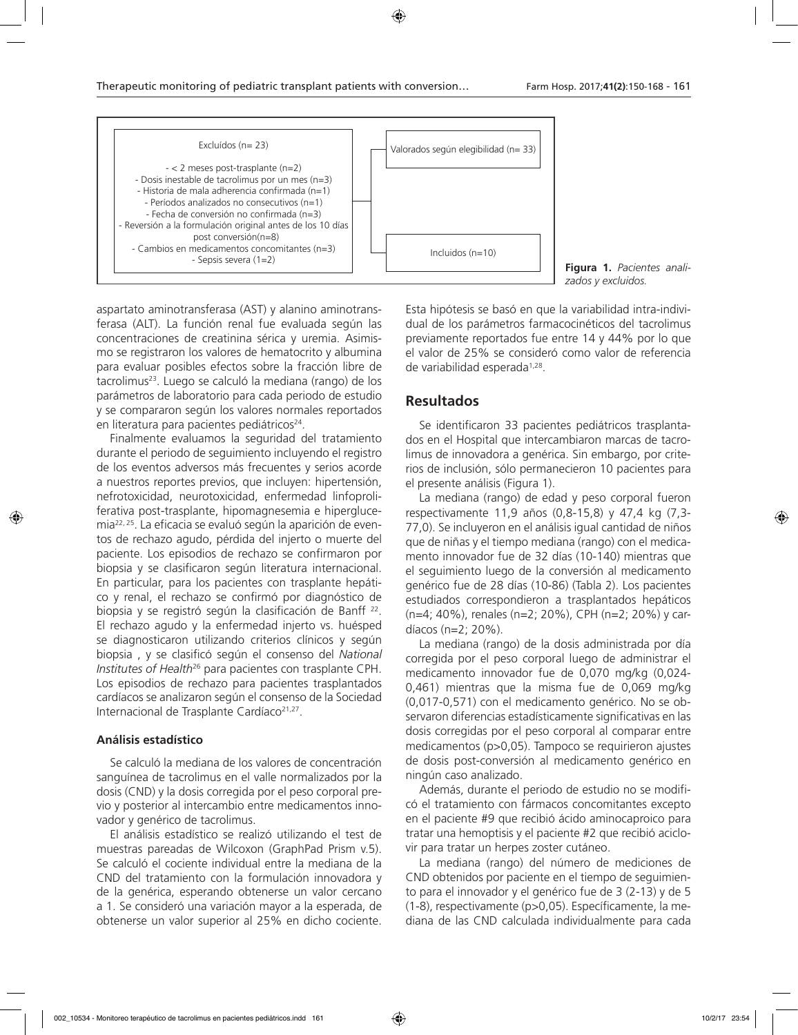Excluídos (n= 23)

- < 2 meses post-trasplante (n=2)
- Dosis inestable de tacrolimus por un mes (n=3)
- Historia de mala adherencia confirmada (n=1)
- Períodos analizados no consecutivos (n=1)
- Fecha de conversión no confirmada (n=3)
- Reversión a la formulación original antes de los 10 días post conversión(n=8)
- Cambios en medicamentos concomitantes (n=3)
- Sepsis severa (1=2)

Valorados según elegibilidad (n= 33)

Incluidos (n=10)

**Figura 1.** *Pacientes analizados y excluidos.*

aspartato aminotransferasa (AST) y alanino aminotransferasa (ALT). La función renal fue evaluada según las concentraciones de creatinina sérica y uremia. Asimismo se registraron los valores de hematocrito y albumina para evaluar posibles efectos sobre la fracción libre de tacrolimus[23]. Luego se calculó la mediana (rango) de los parámetros de laboratorio para cada periodo de estudio y se compararon según los valores normales reportados en literatura para pacientes pediátricos[24].

Finalmente evaluamos la seguridad del tratamiento durante el periodo de seguimiento incluyendo el registro de los eventos adversos más frecuentes y serios acorde a nuestros reportes previos, que incluyen: hipertensión, nefrotoxicidad, neurotoxicidad, enfermedad linfoproliferativa post-trasplante, hipomagnesemia e hiperglucemia[22, 25]. La eficacia se evaluó según la aparición de eventos de rechazo agudo, pérdida del injerto o muerte del paciente. Los episodios de rechazo se confirmaron por biopsia y se clasificaron según literatura internacional. En particular, para los pacientes con trasplante hepático y renal, el rechazo se confirmó por diagnóstico de biopsia y se registró según la clasificación de Banff [22]. El rechazo agudo y la enfermedad injerto vs. huésped se diagnosticaron utilizando criterios clínicos y según biopsia , y se clasificó según el consenso del *National Institutes of Health*[26] para pacientes con trasplante CPH. Los episodios de rechazo para pacientes trasplantados cardíacos se analizaron según el consenso de la Sociedad Internacional de Trasplante Cardíaco[21,27].

### Análisis estadístico

Se calculó la mediana de los valores de concentración sanguínea de tacrolimus en el valle normalizados por la dosis (CND) y la dosis corregida por el peso corporal previo y posterior al intercambio entre medicamentos innovador y genérico de tacrolimus.

El análisis estadístico se realizó utilizando el test de muestras pareadas de Wilcoxon (GraphPad Prism v.5). Se calculó el cociente individual entre la mediana de la CND del tratamiento con la formulación innovadora y de la genérica, esperando obtenerse un valor cercano a 1. Se consideró una variación mayor a la esperada, de obtenerse un valor superior al 25% en dicho cociente. Esta hipótesis se basó en que la variabilidad intra-individual de los parámetros farmacocinéticos del tacrolimus previamente reportados fue entre 14 y 44% por lo que el valor de 25% se consideró como valor de referencia de variabilidad esperada[1,28].

## Resultados

Se identificaron 33 pacientes pediátricos trasplantados en el Hospital que intercambiaron marcas de tacrolimus de innovadora a genérica. Sin embargo, por criterios de inclusión, sólo permanecieron 10 pacientes para el presente análisis (Figura 1).

La mediana (rango) de edad y peso corporal fueron respectivamente 11,9 años (0,8-15,8) y 47,4 kg (7,3-77,0). Se incluyeron en el análisis igual cantidad de niños que de niñas y el tiempo mediana (rango) con el medicamento innovador fue de 32 días (10-140) mientras que el seguimiento luego de la conversión al medicamento genérico fue de 28 días (10-86) (Tabla 2). Los pacientes estudiados correspondieron a trasplantados hepáticos (n=4; 40%), renales (n=2; 20%), CPH (n=2; 20%) y cardíacos (n=2; 20%).

La mediana (rango) de la dosis administrada por día corregida por el peso corporal luego de administrar el medicamento innovador fue de 0,070 mg/kg (0,024-0,461) mientras que la misma fue de 0,069 mg/kg (0,017-0,571) con el medicamento genérico. No se observaron diferencias estadísticamente significativas en las dosis corregidas por el peso corporal al comparar entre medicamentos ($p>0,05$). Tampoco se requirieron ajustes de dosis post-conversión al medicamento genérico en ningún caso analizado.

Además, durante el periodo de estudio no se modificó el tratamiento con fármacos concomitantes excepto en el paciente #9 que recibió ácido aminocaproico para tratar una hemoptisis y el paciente #2 que recibió aciclovir para tratar un herpes zoster cutáneo.

La mediana (rango) del número de mediciones de CND obtenidos por paciente en el tiempo de seguimiento para el innovador y el genérico fue de 3 (2-13) y de 5 (1-8), respectivamente ($p>0,05$). Específicamente, la mediana de las CND calculada individualmente para cada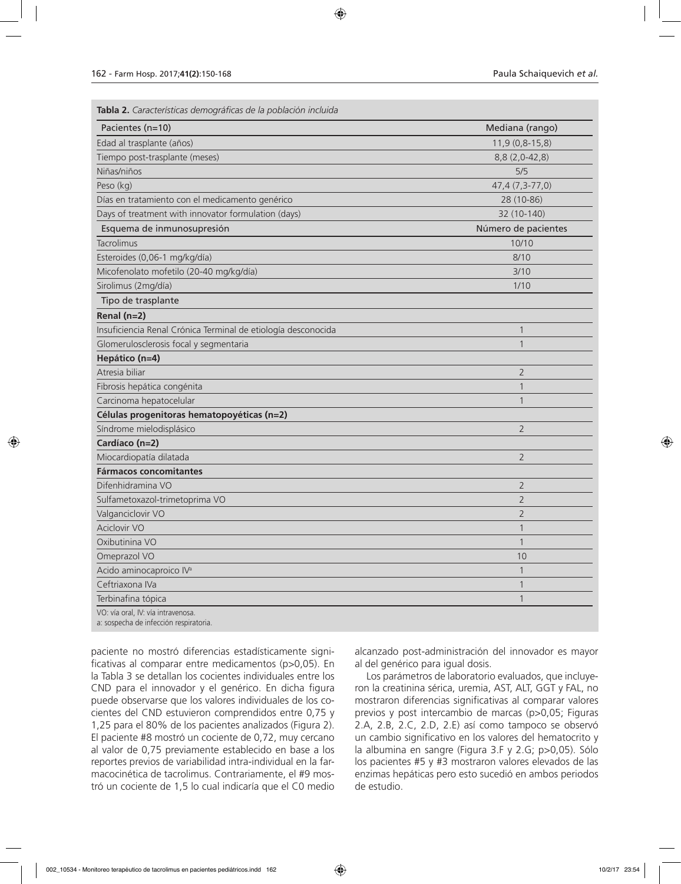**Tabla 2.** *Características demográficas de la población incluida*

| Pacientes (n=10) | Mediana (rango) |
|---|---|
| Edad al trasplante (años) | 11,9 (0,8-15,8) |
| Tiempo post-trasplante (meses) | 8,8 (2,0-42,8) |
| Niñas/niños | 5/5 |
| Peso (kg) | 47,4 (7,3-77,0) |
| Días en tratamiento con el medicamento genérico | 28 (10-86) |
| Days of treatment with innovator formulation (days) | 32 (10-140) |
| **Esquema de inmunosupresión** | **Número de pacientes** |
| Tacrolimus | 10/10 |
| Esteroides (0,06-1 mg/kg/día) | 8/10 |
| Micofenolato mofetilo (20-40 mg/kg/día) | 3/10 |
| Sirolimus (2mg/día) | 1/10 |
| **Tipo de trasplante** | |
| **Renal (n=2)** | |
| Insuficiencia Renal Crónica Terminal de etiología desconocida | 1 |
| Glomerulosclerosis focal y segmentaria | 1 |
| **Hepático (n=4)** | |
| Atresia biliar | 2 |
| Fibrosis hepática congénita | 1 |
| Carcinoma hepatocelular | 1 |
| **Células progenitoras hematopoyéticas (n=2)** | |
| Síndrome mielodisplásico | 2 |
| **Cardíaco (n=2)** | |
| Miocardiopatía dilatada | 2 |
| **Fármacos concomitantes** | |
| Difenhidramina VO | 2 |
| Sulfametoxazol-trimetoprima VO | 2 |
| Valganciclovir VO | 2 |
| Aciclovir VO | 1 |
| Oxibutinina VO | 1 |
| Omeprazol VO | 10 |
| Acido aminocaproico IV[a] | 1 |
| Ceftriaxona IVa | 1 |
| Terbinafina tópica | 1 |

VO: vía oral, IV: vía intravenosa.
a: sospecha de infección respiratoria.

paciente no mostró diferencias estadísticamente significativas al comparar entre medicamentos ($p>0,05$). En la Tabla 3 se detallan los cocientes individuales entre los CND para el innovador y el genérico. En dicha figura puede observarse que los valores individuales de los cocientes del CND estuvieron comprendidos entre 0,75 y 1,25 para el 80% de los pacientes analizados (Figura 2). El paciente #8 mostró un cociente de 0,72, muy cercano al valor de 0,75 previamente establecido en base a los reportes previos de variabilidad intra-individual en la farmacocinética de tacrolimus. Contrariamente, el #9 mostró un cociente de 1,5 lo cual indicaría que el C0 medio alcanzado post-administración del innovador es mayor al del genérico para igual dosis.

Los parámetros de laboratorio evaluados, que incluyeron la creatinina sérica, uremia, AST, ALT, GGT y FAL, no mostraron diferencias significativas al comparar valores previos y post intercambio de marcas ($p>0,05$; Figuras 2.A, 2.B, 2.C, 2.D, 2.E) así como tampoco se observó un cambio significativo en los valores del hematocrito y la albumina en sangre (Figura 3.F y 2.G; $p>0,05$). Sólo los pacientes #5 y #3 mostraron valores elevados de las enzimas hepáticas pero esto sucedió en ambos periodos de estudio.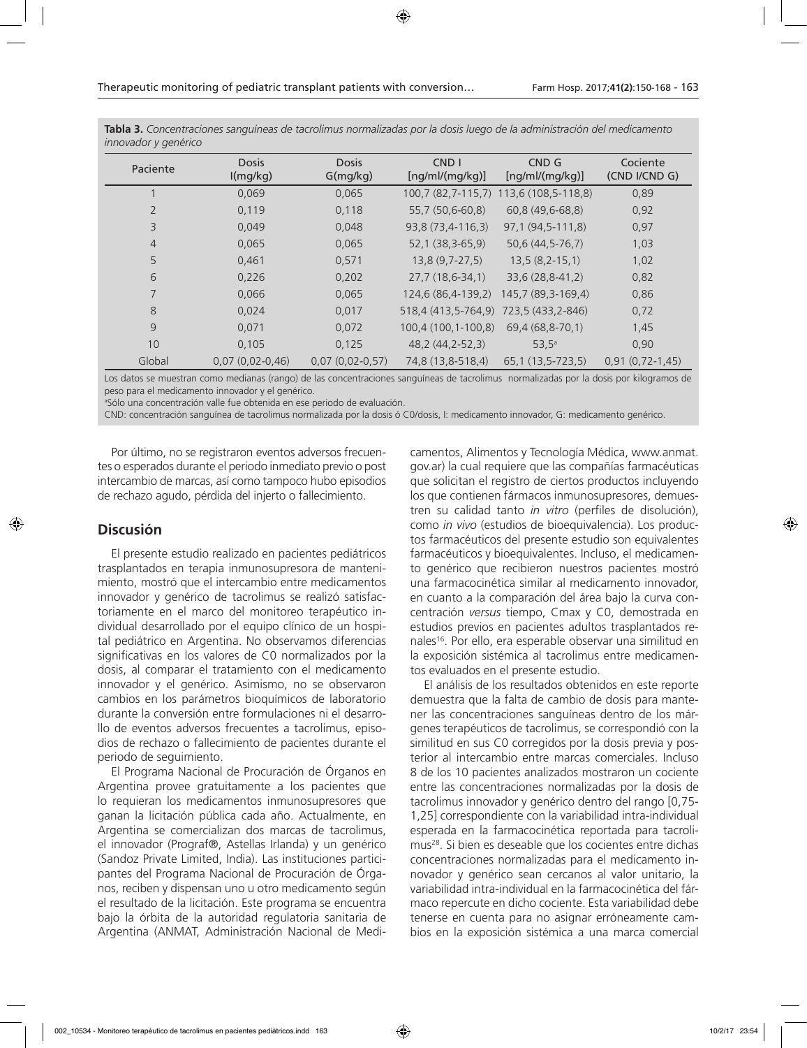**Tabla 3.** *Concentraciones sanguíneas de tacrolimus normalizadas por la dosis luego de la administración del medicamento innovador y genérico*

| Paciente | Dosis I(mg/kg) | Dosis G(mg/kg) | CND I [ng/ml/(mg/kg)] | CND G [ng/ml/(mg/kg)] | Cociente (CND I/CND G) |
|---|---|---|---|---|---|
| 1 | 0,069 | 0,065 | 100,7 (82,7-115,7) | 113,6 (108,5-118,8) | 0,89 |
| 2 | 0,119 | 0,118 | 55,7 (50,6-60,8) | 60,8 (49,6-68,8) | 0,92 |
| 3 | 0,049 | 0,048 | 93,8 (73,4-116,3) | 97,1 (94,5-111,8) | 0,97 |
| 4 | 0,065 | 0,065 | 52,1 (38,3-65,9) | 50,6 (44,5-76,7) | 1,03 |
| 5 | 0,461 | 0,571 | 13,8 (9,7-27,5) | 13,5 (8,2-15,1) | 1,02 |
| 6 | 0,226 | 0,202 | 27,7 (18,6-34,1) | 33,6 (28,8-41,2) | 0,82 |
| 7 | 0,066 | 0,065 | 124,6 (86,4-139,2) | 145,7 (89,3-169,4) | 0,86 |
| 8 | 0,024 | 0,017 | 518,4 (413,5-764,9) | 723,5 (433,2-846) | 0,72 |
| 9 | 0,071 | 0,072 | 100,4 (100,1-100,8) | 69,4 (68,8-70,1) | 1,45 |
| 10 | 0,105 | 0,125 | 48,2 (44,2-52,3) | 53,5[a] | 0,90 |
| Global | 0,07 (0,02-0,46) | 0,07 (0,02-0,57) | 74,8 (13,8-518,4) | 65,1 (13,5-723,5) | 0,91 (0,72-1,45) |

Los datos se muestran como medianas (rango) de las concentraciones sanguíneas de tacrolimus normalizadas por la dosis por kilogramos de peso para el medicamento innovador y el genérico.

[a]Sólo una concentración valle fue obtenida en ese periodo de evaluación.

CND: concentración sanguínea de tacrolimus normalizada por la dosis ó C0/dosis, I: medicamento innovador, G: medicamento genérico.

Por último, no se registraron eventos adversos frecuentes o esperados durante el periodo inmediato previo o post intercambio de marcas, así como tampoco hubo episodios de rechazo agudo, pérdida del injerto o fallecimiento.

## Discusión

El presente estudio realizado en pacientes pediátricos trasplantados en terapia inmunosupresora de mantenimiento, mostró que el intercambio entre medicamentos innovador y genérico de tacrolimus se realizó satisfactoriamente en el marco del monitoreo terapéutico individual desarrollado por el equipo clínico de un hospital pediátrico en Argentina. No observamos diferencias significativas en los valores de C0 normalizados por la dosis, al comparar el tratamiento con el medicamento innovador y el genérico. Asimismo, no se observaron cambios en los parámetros bioquímicos de laboratorio durante la conversión entre formulaciones ni el desarrollo de eventos adversos frecuentes a tacrolimus, episodios de rechazo o fallecimiento de pacientes durante el periodo de seguimiento.

El Programa Nacional de Procuración de Órganos en Argentina provee gratuitamente a los pacientes que lo requieran los medicamentos inmunosupresores que ganan la licitación pública cada año. Actualmente, en Argentina se comercializan dos marcas de tacrolimus, el innovador (Prograf®, Astellas Irlanda) y un genérico (Sandoz Private Limited, India). Las instituciones participantes del Programa Nacional de Procuración de Órganos, reciben y dispensan uno u otro medicamento según el resultado de la licitación. Este programa se encuentra bajo la órbita de la autoridad regulatoria sanitaria de Argentina (ANMAT, Administración Nacional de Medicamentos, Alimentos y Tecnología Médica, www.anmat.gov.ar) la cual requiere que las compañías farmacéuticas que solicitan el registro de ciertos productos incluyendo los que contienen fármacos inmunosupresores, demuestren su calidad tanto *in vitro* (perfiles de disolución), como *in vivo* (estudios de bioequivalencia). Los productos farmacéuticos del presente estudio son equivalentes farmacéuticos y bioequivalentes. Incluso, el medicamento genérico que recibieron nuestros pacientes mostró una farmacocinética similar al medicamento innovador, en cuanto a la comparación del área bajo la curva concentración *versus* tiempo, Cmax y C0, demostrada en estudios previos en pacientes adultos trasplantados renales[16]. Por ello, era esperable observar una similitud en la exposición sistémica al tacrolimus entre medicamentos evaluados en el presente estudio.

El análisis de los resultados obtenidos en este reporte demuestra que la falta de cambio de dosis para mantener las concentraciones sanguíneas dentro de los márgenes terapéuticos de tacrolimus, se correspondió con la similitud en sus C0 corregidos por la dosis previa y posterior al intercambio entre marcas comerciales. Incluso 8 de los 10 pacientes analizados mostraron un cociente entre las concentraciones normalizadas por la dosis de tacrolimus innovador y genérico dentro del rango [0,75-1,25] correspondiente con la variabilidad intra-individual esperada en la farmacocinética reportada para tacrolimus[28]. Si bien es deseable que los cocientes entre dichas concentraciones normalizadas para el medicamento innovador y genérico sean cercanos al valor unitario, la variabilidad intra-individual en la farmacocinética del fármaco repercute en dicho cociente. Esta variabilidad debe tenerse en cuenta para no asignar erróneamente cambios en la exposición sistémica a una marca comercial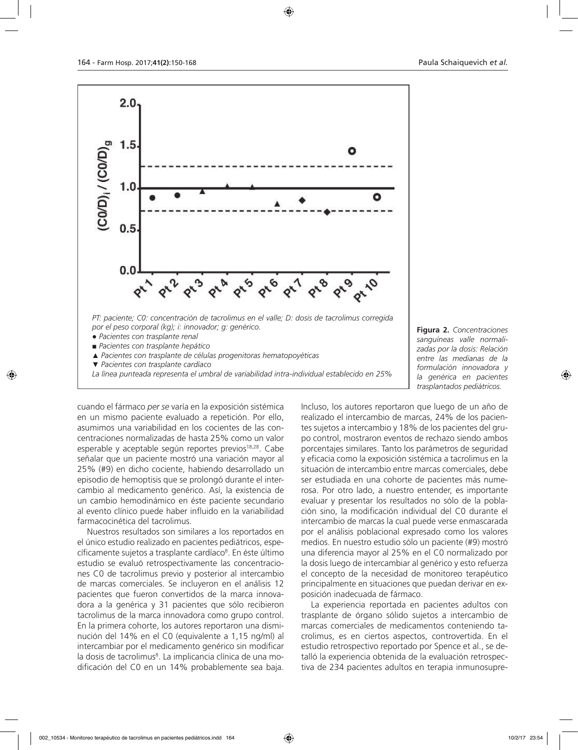PT: paciente; C0: concentración de tacrolimus en el valle; D: dosis de tacrolimus corregida por el peso corporal (kg); i: innovador; g: genérico.

- ● Pacientes con trasplante renal
- ■ Pacientes con trasplante hepático
- ▲ Pacientes con trasplante de células progenitoras hematopoyéticas
- ▼ Pacientes con trasplante cardíaco

La línea punteada representa el umbral de variabilidad intra-individual establecido en 25%

**Figura 2.** *Concentraciones sanguíneas valle normalizadas por la dosis: Relación entre las medianas de la formulación innovadora y la genérica en pacientes trasplantados pediátricos.*

cuando el fármaco *per se* varía en la exposición sistémica en un mismo paciente evaluado a repetición. Por ello, asumimos una variabilidad en los cocientes de las concentraciones normalizadas de hasta 25% como un valor esperable y aceptable según reportes previos[18,28]. Cabe señalar que un paciente mostró una variación mayor al 25% (#9) en dicho cociente, habiendo desarrollado un episodio de hemoptisis que se prolongó durante el intercambio al medicamento genérico. Así, la existencia de un cambio hemodinámico en éste paciente secundario al evento clínico puede haber influido en la variabilidad farmacocinética del tacrolimus.

Nuestros resultados son similares a los reportados en el único estudio realizado en pacientes pediátricos, específicamente sujetos a trasplante cardíaco[8]. En éste último estudio se evaluó retrospectivamente las concentraciones C0 de tacrolimus previo y posterior al intercambio de marcas comerciales. Se incluyeron en el análisis 12 pacientes que fueron convertidos de la marca innovadora a la genérica y 31 pacientes que sólo recibieron tacrolimus de la marca innovadora como grupo control. En la primera cohorte, los autores reportaron una disminución del 14% en el C0 (equivalente a 1,15 ng/ml) al intercambiar por el medicamento genérico sin modificar la dosis de tacrolimus[8]. La implicancia clínica de una modificación del C0 en un 14% probablemente sea baja. Incluso, los autores reportaron que luego de un año de realizado el intercambio de marcas, 24% de los pacientes sujetos a intercambio y 18% de los pacientes del grupo control, mostraron eventos de rechazo siendo ambos porcentajes similares. Tanto los parámetros de seguridad y eficacia como la exposición sistémica a tacrolimus en la situación de intercambio entre marcas comerciales, debe ser estudiada en una cohorte de pacientes más numerosa. Por otro lado, a nuestro entender, es importante evaluar y presentar los resultados no sólo de la población sino, la modificación individual del C0 durante el intercambio de marcas la cual puede verse enmascarada por el análisis poblacional expresado como los valores medios. En nuestro estudio sólo un paciente (#9) mostró una diferencia mayor al 25% en el C0 normalizado por la dosis luego de intercambiar al genérico y esto refuerza el concepto de la necesidad de monitoreo terapéutico principalmente en situaciones que puedan derivar en exposición inadecuada de fármaco.

La experiencia reportada en pacientes adultos con trasplante de órgano sólido sujetos a intercambio de marcas comerciales de medicamentos conteniendo tacrolimus, es en ciertos aspectos, controvertida. En el estudio retrospectivo reportado por Spence et al., se detalló la experiencia obtenida de la evaluación retrospectiva de 234 pacientes adultos en terapia inmunosupre-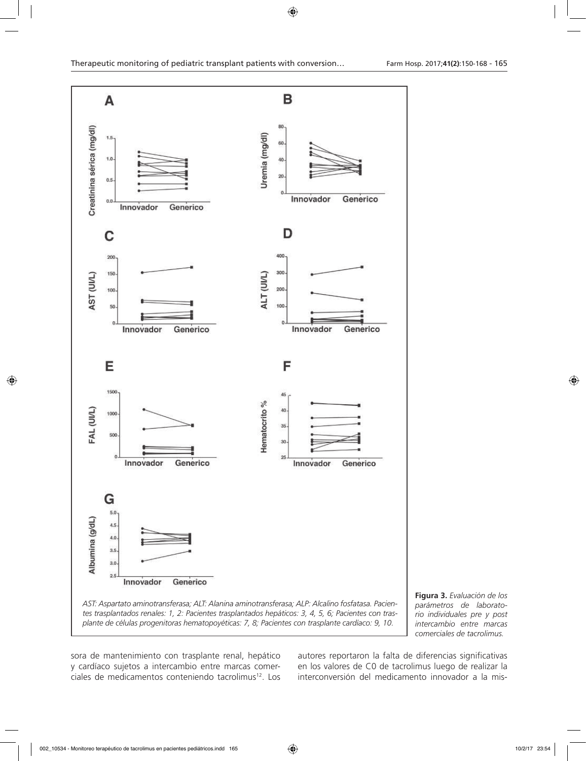AST: Aspartato aminotransferasa; ALT: Alanina aminotransferasa; ALP: Alcalino fosfatasa. Pacientes trasplantados renales: 1, 2: Pacientes trasplantados hepáticos: 3, 4, 5, 6; Pacientes con trasplante de células progenitoras hematopoyéticas: 7, 8; Pacientes con trasplante cardiaco: 9, 10.

**Figura 3.** *Evaluación de los parámetros de laboratorio individuales pre y post intercambio entre marcas comerciales de tacrolimus.*

sora de mantenimiento con trasplante renal, hepático y cardíaco sujetos a intercambio entre marcas comerciales de medicamentos conteniendo tacrolimus[12]. Los autores reportaron la falta de diferencias significativas en los valores de C0 de tacrolimus luego de realizar la interconversión del medicamento innovador a la mis-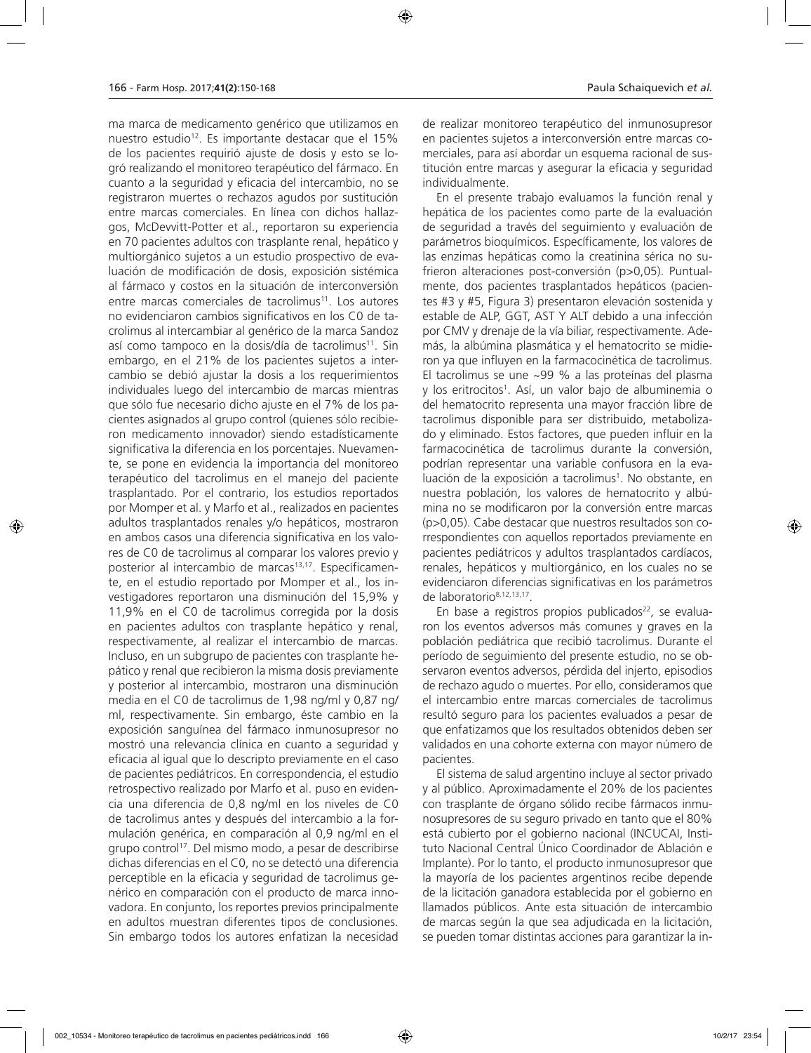ma marca de medicamento genérico que utilizamos en nuestro estudio[12]. Es importante destacar que el 15% de los pacientes requirió ajuste de dosis y esto se logró realizando el monitoreo terapéutico del fármaco. En cuanto a la seguridad y eficacia del intercambio, no se registraron muertes o rechazos agudos por sustitución entre marcas comerciales. En línea con dichos hallazgos, McDevvitt-Potter et al., reportaron su experiencia en 70 pacientes adultos con trasplante renal, hepático y multiorgánico sujetos a un estudio prospectivo de evaluación de modificación de dosis, exposición sistémica al fármaco y costos en la situación de interconversión entre marcas comerciales de tacrolimus[11]. Los autores no evidenciaron cambios significativos en los C0 de tacrolimus al intercambiar al genérico de la marca Sandoz así como tampoco en la dosis/día de tacrolimus[11]. Sin embargo, en el 21% de los pacientes sujetos a intercambio se debió ajustar la dosis a los requerimientos individuales luego del intercambio de marcas mientras que sólo fue necesario dicho ajuste en el 7% de los pacientes asignados al grupo control (quienes sólo recibieron medicamento innovador) siendo estadísticamente significativa la diferencia en los porcentajes. Nuevamente, se pone en evidencia la importancia del monitoreo terapéutico del tacrolimus en el manejo del paciente trasplantado. Por el contrario, los estudios reportados por Momper et al. y Marfo et al., realizados en pacientes adultos trasplantados renales y/o hepáticos, mostraron en ambos casos una diferencia significativa en los valores de C0 de tacrolimus al comparar los valores previo y posterior al intercambio de marcas[13,17]. Específicamente, en el estudio reportado por Momper et al., los investigadores reportaron una disminución del 15,9% y 11,9% en el C0 de tacrolimus corregida por la dosis en pacientes adultos con trasplante hepático y renal, respectivamente, al realizar el intercambio de marcas. Incluso, en un subgrupo de pacientes con trasplante hepático y renal que recibieron la misma dosis previamente y posterior al intercambio, mostraron una disminución media en el C0 de tacrolimus de 1,98 ng/ml y 0,87 ng/ml, respectivamente. Sin embargo, éste cambio en la exposición sanguínea del fármaco inmunosupresor no mostró una relevancia clínica en cuanto a seguridad y eficacia al igual que lo descripto previamente en el caso de pacientes pediátricos. En correspondencia, el estudio retrospectivo realizado por Marfo et al. puso en evidencia una diferencia de 0,8 ng/ml en los niveles de C0 de tacrolimus antes y después del intercambio a la formulación genérica, en comparación al 0,9 ng/ml en el grupo control[17]. Del mismo modo, a pesar de describirse dichas diferencias en el C0, no se detectó una diferencia perceptible en la eficacia y seguridad de tacrolimus genérico en comparación con el producto de marca innovadora. En conjunto, los reportes previos principalmente en adultos muestran diferentes tipos de conclusiones. Sin embargo todos los autores enfatizan la necesidad de realizar monitoreo terapéutico del inmunosupresor en pacientes sujetos a interconversión entre marcas comerciales, para así abordar un esquema racional de sustitución entre marcas y asegurar la eficacia y seguridad individualmente.

En el presente trabajo evaluamos la función renal y hepática de los pacientes como parte de la evaluación de seguridad a través del seguimiento y evaluación de parámetros bioquímicos. Específicamente, los valores de las enzimas hepáticas como la creatinina sérica no sufrieron alteraciones post-conversión ($p>0,05$). Puntualmente, dos pacientes trasplantados hepáticos (pacientes #3 y #5, Figura 3) presentaron elevación sostenida y estable de ALP, GGT, AST Y ALT debido a una infección por CMV y drenaje de la vía biliar, respectivamente. Además, la albúmina plasmática y el hematocrito se midieron ya que influyen en la farmacocinética de tacrolimus. El tacrolimus se une ~99 % a las proteínas del plasma y los eritrocitos[1]. Así, un valor bajo de albuminemia o del hematocrito representa una mayor fracción libre de tacrolimus disponible para ser distribuido, metabolizado y eliminado. Estos factores, que pueden influir en la farmacocinética de tacrolimus durante la conversión, podrían representar una variable confusora en la evaluación de la exposición a tacrolimus[1]. No obstante, en nuestra población, los valores de hematocrito y albúmina no se modificaron por la conversión entre marcas ($p>0,05$). Cabe destacar que nuestros resultados son correspondientes con aquellos reportados previamente en pacientes pediátricos y adultos trasplantados cardíacos, renales, hepáticos y multiorgánico, en los cuales no se evidenciaron diferencias significativas en los parámetros de laboratorio[8,12,13,17].

En base a registros propios publicados[22], se evaluaron los eventos adversos más comunes y graves en la población pediátrica que recibió tacrolimus. Durante el período de seguimiento del presente estudio, no se observaron eventos adversos, pérdida del injerto, episodios de rechazo agudo o muertes. Por ello, consideramos que el intercambio entre marcas comerciales de tacrolimus resultó seguro para los pacientes evaluados a pesar de que enfatizamos que los resultados obtenidos deben ser validados en una cohorte externa con mayor número de pacientes.

El sistema de salud argentino incluye al sector privado y al público. Aproximadamente el 20% de los pacientes con trasplante de órgano sólido recibe fármacos inmunosupresores de su seguro privado en tanto que el 80% está cubierto por el gobierno nacional (INCUCAI, Instituto Nacional Central Único Coordinador de Ablación e Implante). Por lo tanto, el producto inmunosupresor que la mayoría de los pacientes argentinos recibe depende de la licitación ganadora establecida por el gobierno en llamados públicos. Ante esta situación de intercambio de marcas según la que sea adjudicada en la licitación, se pueden tomar distintas acciones para garantizar la in-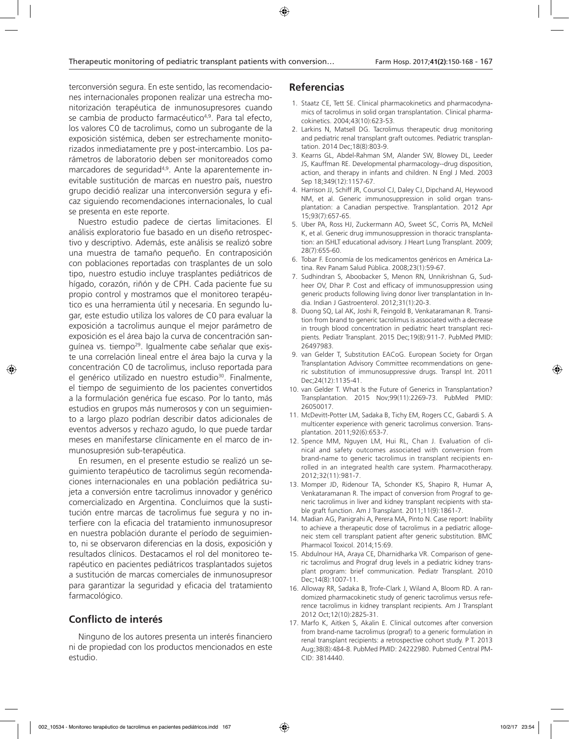terconversión segura. En este sentido, las recomendaciones internacionales proponen realizar una estrecha monitorización terapéutica de inmunosupresores cuando se cambia de producto farmacéutico[4,9]. Para tal efecto, los valores C0 de tacrolimus, como un subrogante de la exposición sistémica, deben ser estrechamente monitorizados inmediatamente pre y post-intercambio. Los parámetros de laboratorio deben ser monitoreados como marcadores de seguridad[4,9]. Ante la aparentemente inevitable sustitución de marcas en nuestro país, nuestro grupo decidió realizar una interconversión segura y eficaz siguiendo recomendaciones internacionales, lo cual se presenta en este reporte.

Nuestro estudio padece de ciertas limitaciones. El análisis exploratorio fue basado en un diseño retrospectivo y descriptivo. Además, este análisis se realizó sobre una muestra de tamaño pequeño. En contraposición con poblaciones reportadas con trasplantes de un solo tipo, nuestro estudio incluye trasplantes pediátricos de hígado, corazón, riñón y de CPH. Cada paciente fue su propio control y mostramos que el monitoreo terapéutico es una herramienta útil y necesaria. En segundo lugar, este estudio utiliza los valores de C0 para evaluar la exposición a tacrolimus aunque el mejor parámetro de exposición es el área bajo la curva de concentración sanguínea vs. tiempo[29]. Igualmente cabe señalar que existe una correlación lineal entre el área bajo la curva y la concentración C0 de tacrolimus, incluso reportada para el genérico utilizado en nuestro estudio[30]. Finalmente, el tiempo de seguimiento de los pacientes convertidos a la formulación genérica fue escaso. Por lo tanto, más estudios en grupos más numerosos y con un seguimiento a largo plazo podrían describir datos adicionales de eventos adversos y rechazo agudo, lo que puede tardar meses en manifestarse clínicamente en el marco de inmunosupresión sub-terapéutica.

En resumen, en el presente estudio se realizó un seguimiento terapéutico de tacrolimus según recomendaciones internacionales en una población pediátrica sujeta a conversión entre tacrolimus innovador y genérico comercializado en Argentina. Concluimos que la sustitución entre marcas de tacrolimus fue segura y no interfiere con la eficacia del tratamiento inmunosupresor en nuestra población durante el período de seguimiento, ni se observaron diferencias en la dosis, exposición y resultados clínicos. Destacamos el rol del monitoreo terapéutico en pacientes pediátricos trasplantados sujetos a sustitución de marcas comerciales de inmunosupresor para garantizar la seguridad y eficacia del tratamiento farmacológico.

## Conflicto de interés

Ninguno de los autores presenta un interés financiero ni de propiedad con los productos mencionados en este estudio.

## Referencias

1. Staatz CE, Tett SE. Clinical pharmacokinetics and pharmacodynamics of tacrolimus in solid organ transplantation. Clinical pharmacokinetics. 2004;43(10):623-53.
2. Larkins N, Matsell DG. Tacrolimus therapeutic drug monitoring and pediatric renal transplant graft outcomes. Pediatric transplantation. 2014 Dec;18(8):803-9.
3. Kearns GL, Abdel-Rahman SM, Alander SW, Blowey DL, Leeder JS, Kauffman RE. Developmental pharmacology--drug disposition, action, and therapy in infants and children. N Engl J Med. 2003 Sep 18;349(12):1157-67.
4. Harrison JJ, Schiff JR, Coursol CJ, Daley CJ, Dipchand AI, Heywood NM, et al. Generic immunosuppression in solid organ transplantation: a Canadian perspective. Transplantation. 2012 Apr 15;93(7):657-65.
5. Uber PA, Ross HJ, Zuckermann AO, Sweet SC, Corris PA, McNeil K, et al. Generic drug immunosuppression in thoracic transplantation: an ISHLT educational advisory. J Heart Lung Transplant. 2009; 28(7):655-60.
6. Tobar F. Economía de los medicamentos genéricos en América Latina. Rev Panam Salud Pública. 2008;23(1):59-67.
7. Sudhindran S, Aboobacker S, Menon RN, Unnikrishnan G, Sudheer OV, Dhar P. Cost and efficacy of immunosuppression using generic products following living donor liver transplantation in India. Indian J Gastroenterol. 2012;31(1):20-3.
8. Duong SQ, Lal AK, Joshi R, Feingold B, Venkataramanan R. Transition from brand to generic tacrolimus is associated with a decrease in trough blood concentration in pediatric heart transplant recipients. Pediatr Transplant. 2015 Dec;19(8):911-7. PubMed PMID: 26497983.
9. van Gelder T, Substitution EACoG. European Society for Organ Transplantation Advisory Committee recommendations on generic substitution of immunosuppressive drugs. Transpl Int. 2011 Dec;24(12):1135-41.
10. van Gelder T. What Is the Future of Generics in Transplantation? Transplantation. 2015 Nov;99(11):2269-73. PubMed PMID: 26050017.
11. McDevitt-Potter LM, Sadaka B, Tichy EM, Rogers CC, Gabardi S. A multicenter experience with generic tacrolimus conversion. Transplantation. 2011;92(6):653-7.
12. Spence MM, Nguyen LM, Hui RL, Chan J. Evaluation of clinical and safety outcomes associated with conversion from brand-name to generic tacrolimus in transplant recipients enrolled in an integrated health care system. Pharmacotherapy. 2012;32(11):981-7.
13. Momper JD, Ridenour TA, Schonder KS, Shapiro R, Humar A, Venkataramanan R. The impact of conversion from Prograf to generic tacrolimus in liver and kidney transplant recipients with stable graft function. Am J Transplant. 2011;11(9):1861-7.
14. Madian AG, Panigrahi A, Perera MA, Pinto N. Case report: Inability to achieve a therapeutic dose of tacrolimus in a pediatric allogeneic stem cell transplant patient after generic substitution. BMC Pharmacol Toxicol. 2014;15:69.
15. Abdulnour HA, Araya CE, Dharnidharka VR. Comparison of generic tacrolimus and Prograf drug levels in a pediatric kidney transplant program: brief communication. Pediatr Transplant. 2010 Dec;14(8):1007-11.
16. Alloway RR, Sadaka B, Trofe-Clark J, Wiland A, Bloom RD. A randomized pharmacokinetic study of generic tacrolimus versus reference tacrolimus in kidney transplant recipients. Am J Transplant 2012 Oct;12(10):2825-31.
17. Marfo K, Aitken S, Akalin E. Clinical outcomes after conversion from brand-name tacrolimus (prograf) to a generic formulation in renal transplant recipients: a retrospective cohort study. P T. 2013 Aug;38(8):484-8. PubMed PMID: 24222980. Pubmed Central PMCID: 3814440.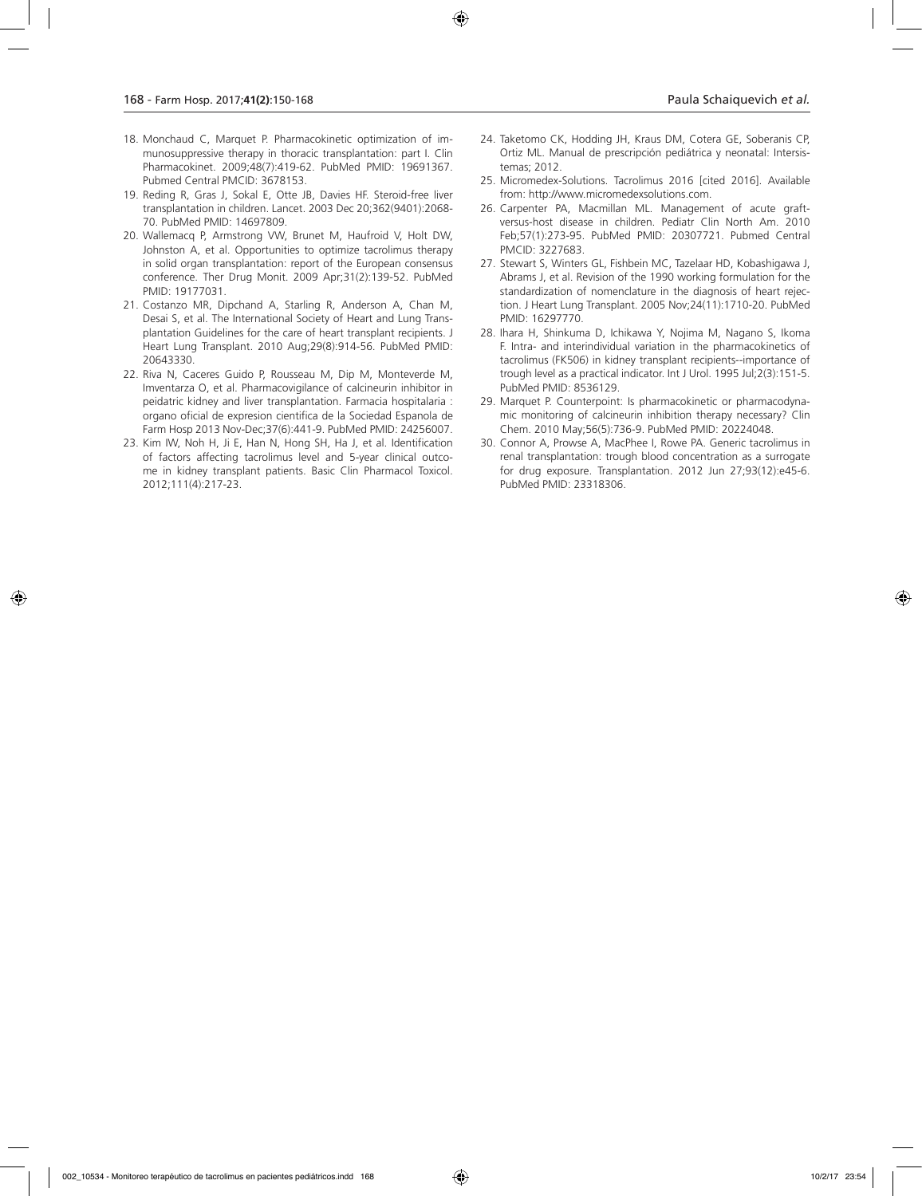18. Monchaud C, Marquet P. Pharmacokinetic optimization of immunosuppressive therapy in thoracic transplantation: part I. Clin Pharmacokinet. 2009;48(7):419-62. PubMed PMID: 19691367. Pubmed Central PMCID: 3678153.
19. Reding R, Gras J, Sokal E, Otte JB, Davies HF. Steroid-free liver transplantation in children. Lancet. 2003 Dec 20;362(9401):2068-70. PubMed PMID: 14697809.
20. Wallemacq P, Armstrong VW, Brunet M, Haufroid V, Holt DW, Johnston A, et al. Opportunities to optimize tacrolimus therapy in solid organ transplantation: report of the European consensus conference. Ther Drug Monit. 2009 Apr;31(2):139-52. PubMed PMID: 19177031.
21. Costanzo MR, Dipchand A, Starling R, Anderson A, Chan M, Desai S, et al. The International Society of Heart and Lung Transplantation Guidelines for the care of heart transplant recipients. J Heart Lung Transplant. 2010 Aug;29(8):914-56. PubMed PMID: 20643330.
22. Riva N, Caceres Guido P, Rousseau M, Dip M, Monteverde M, Imventarza O, et al. Pharmacovigilance of calcineurin inhibitor in peidatric kidney and liver transplantation. Farmacia hospitalaria : organo oficial de expresion cientifica de la Sociedad Espanola de Farm Hosp 2013 Nov-Dec;37(6):441-9. PubMed PMID: 24256007.
23. Kim IW, Noh H, Ji E, Han N, Hong SH, Ha J, et al. Identification of factors affecting tacrolimus level and 5-year clinical outcome in kidney transplant patients. Basic Clin Pharmacol Toxicol. 2012;111(4):217-23.
24. Taketomo CK, Hodding JH, Kraus DM, Cotera GE, Soberanis CP, Ortiz ML. Manual de prescripción pediátrica y neonatal: Intersistemas; 2012.
25. Micromedex-Solutions. Tacrolimus 2016 [cited 2016]. Available from: http://www.micromedexsolutions.com.
26. Carpenter PA, Macmillan ML. Management of acute graft-versus-host disease in children. Pediatr Clin North Am. 2010 Feb;57(1):273-95. PubMed PMID: 20307721. Pubmed Central PMCID: 3227683.
27. Stewart S, Winters GL, Fishbein MC, Tazelaar HD, Kobashigawa J, Abrams J, et al. Revision of the 1990 working formulation for the standardization of nomenclature in the diagnosis of heart rejection. J Heart Lung Transplant. 2005 Nov;24(11):1710-20. PubMed PMID: 16297770.
28. Ihara H, Shinkuma D, Ichikawa Y, Nojima M, Nagano S, Ikoma F. Intra- and interindividual variation in the pharmacokinetics of tacrolimus (FK506) in kidney transplant recipients--importance of trough level as a practical indicator. Int J Urol. 1995 Jul;2(3):151-5. PubMed PMID: 8536129.
29. Marquet P. Counterpoint: Is pharmacokinetic or pharmacodynamic monitoring of calcineurin inhibition therapy necessary? Clin Chem. 2010 May;56(5):736-9. PubMed PMID: 20224048.
30. Connor A, Prowse A, MacPhee I, Rowe PA. Generic tacrolimus in renal transplantation: trough blood concentration as a surrogate for drug exposure. Transplantation. 2012 Jun 27;93(12):e45-6. PubMed PMID: 23318306.